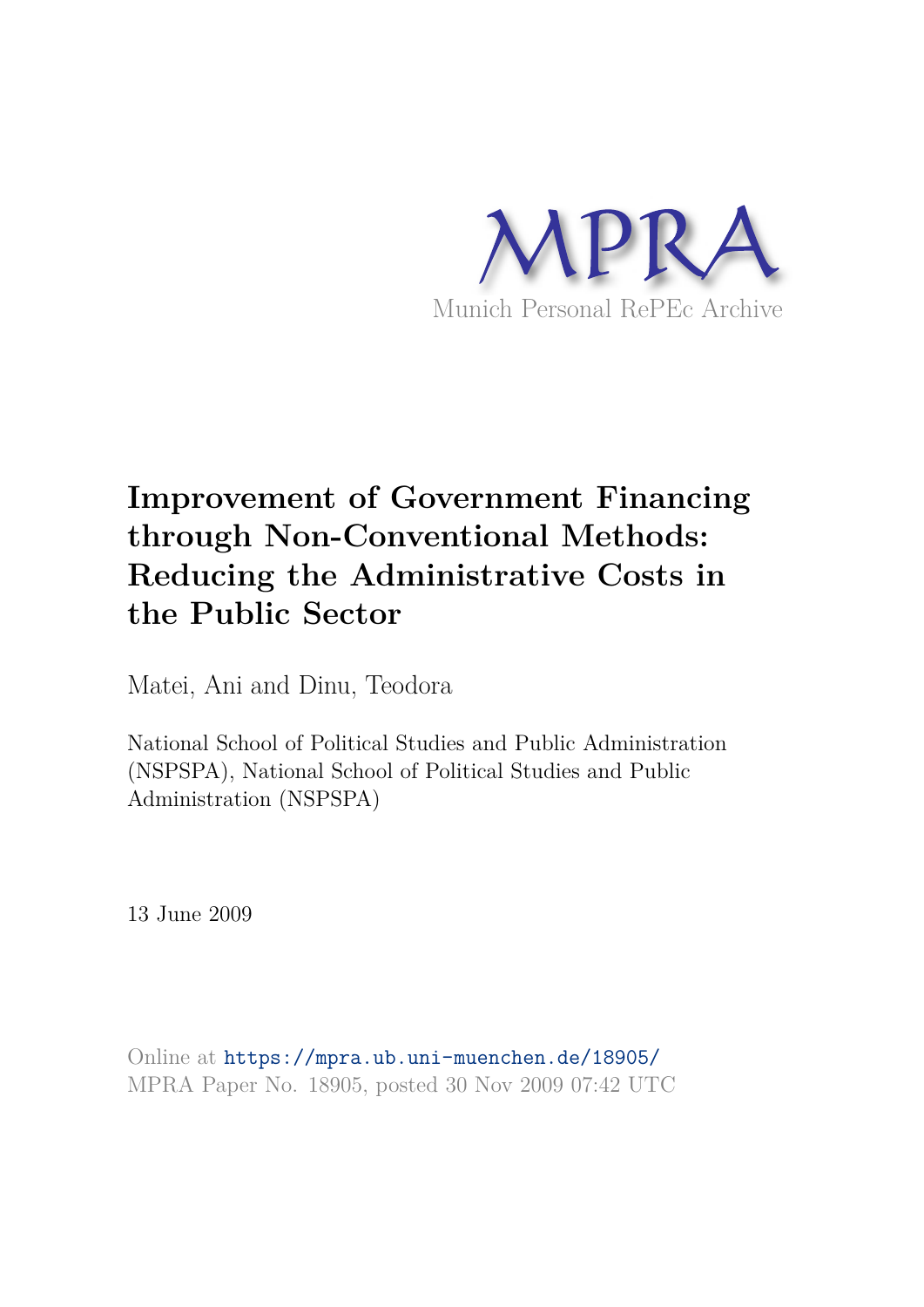MPRA

Munich Personal RePEc Archive

# Improvement of Government Financing through Non-Conventional Methods: Reducing the Administrative Costs in the Public Sector

Matei, Ani and Dinu, Teodora

National School of Political Studies and Public Administration (NSPSPA), National School of Political Studies and Public Administration (NSPSPA)

13 June 2009

Online at https://mpra.ub.uni-muenchen.de/18905/
MPRA Paper No. 18905, posted 30 Nov 2009 07:42 UTC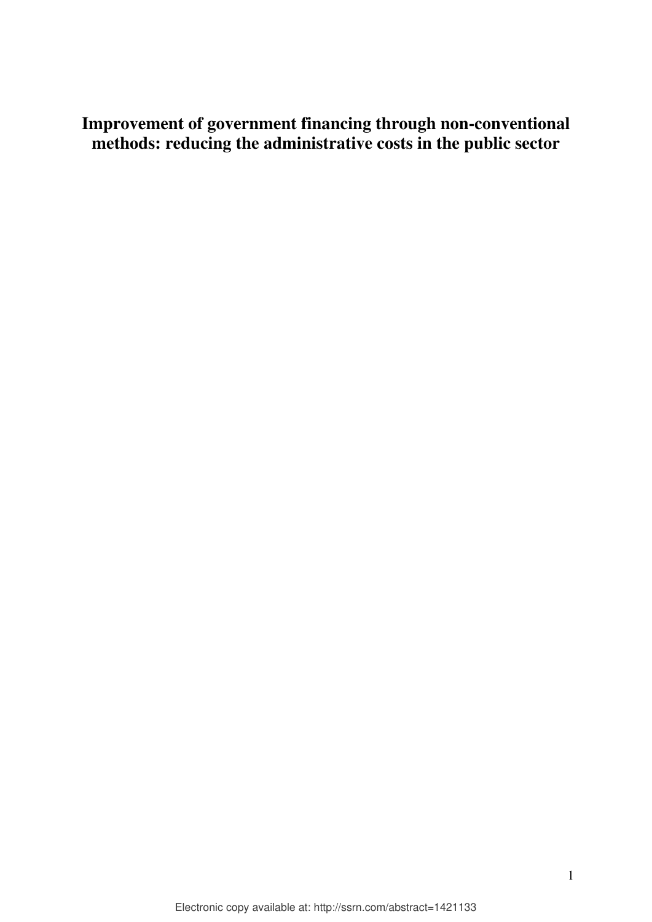# Improvement of government financing through non-conventional methods: reducing the administrative costs in the public sector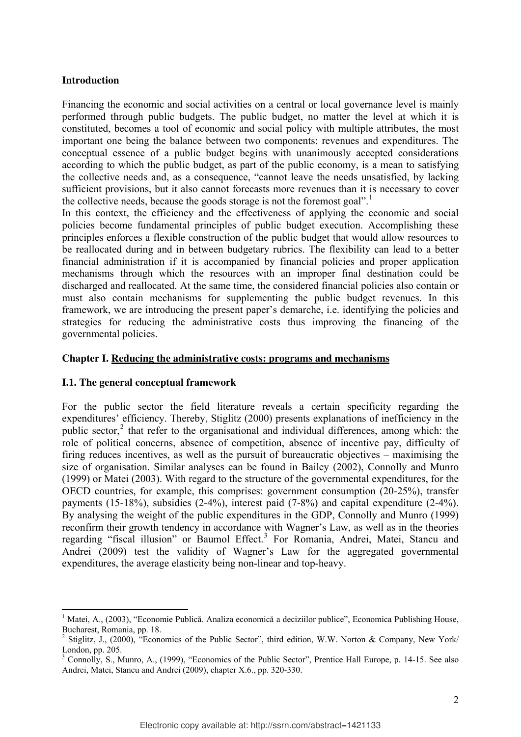## Introduction

Financing the economic and social activities on a central or local governance level is mainly performed through public budgets. The public budget, no matter the level at which it is constituted, becomes a tool of economic and social policy with multiple attributes, the most important one being the balance between two components: revenues and expenditures. The conceptual essence of a public budget begins with unanimously accepted considerations according to which the public budget, as part of the public economy, is a mean to satisfying the collective needs and, as a consequence, "cannot leave the needs unsatisfied, by lacking sufficient provisions, but it also cannot forecasts more revenues than it is necessary to cover the collective needs, because the goods storage is not the foremost goal".[1]

In this context, the efficiency and the effectiveness of applying the economic and social policies become fundamental principles of public budget execution. Accomplishing these principles enforces a flexible construction of the public budget that would allow resources to be reallocated during and in between budgetary rubrics. The flexibility can lead to a better financial administration if it is accompanied by financial policies and proper application mechanisms through which the resources with an improper final destination could be discharged and reallocated. At the same time, the considered financial policies also contain or must also contain mechanisms for supplementing the public budget revenues. In this framework, we are introducing the present paper's demarche, i.e. identifying the policies and strategies for reducing the administrative costs thus improving the financing of the governmental policies.

## Chapter I. Reducing the administrative costs: programs and mechanisms

### I.1. The general conceptual framework

For the public sector the field literature reveals a certain specificity regarding the expenditures' efficiency. Thereby, Stiglitz (2000) presents explanations of inefficiency in the public sector,[2] that refer to the organisational and individual differences, among which: the role of political concerns, absence of competition, absence of incentive pay, difficulty of firing reduces incentives, as well as the pursuit of bureaucratic objectives – maximising the size of organisation. Similar analyses can be found in Bailey (2002), Connolly and Munro (1999) or Matei (2003). With regard to the structure of the governmental expenditures, for the OECD countries, for example, this comprises: government consumption (20-25%), transfer payments (15-18%), subsidies (2-4%), interest paid (7-8%) and capital expenditure (2-4%). By analysing the weight of the public expenditures in the GDP, Connolly and Munro (1999) reconfirm their growth tendency in accordance with Wagner's Law, as well as in the theories regarding "fiscal illusion" or Baumol Effect.[3] For Romania, Andrei, Matei, Stancu and Andrei (2009) test the validity of Wagner's Law for the aggregated governmental expenditures, the average elasticity being non-linear and top-heavy.

---

[1] Matei, A., (2003), "Economie Publică. Analiza economică a deciziilor publice", Economica Publishing House, Bucharest, Romania, pp. 18.

[2] Stiglitz, J., (2000), "Economics of the Public Sector", third edition, W.W. Norton & Company, New York/ London, pp. 205.

[3] Connolly, S., Munro, A., (1999), "Economics of the Public Sector", Prentice Hall Europe, p. 14-15. See also Andrei, Matei, Stancu and Andrei (2009), chapter X.6., pp. 320-330.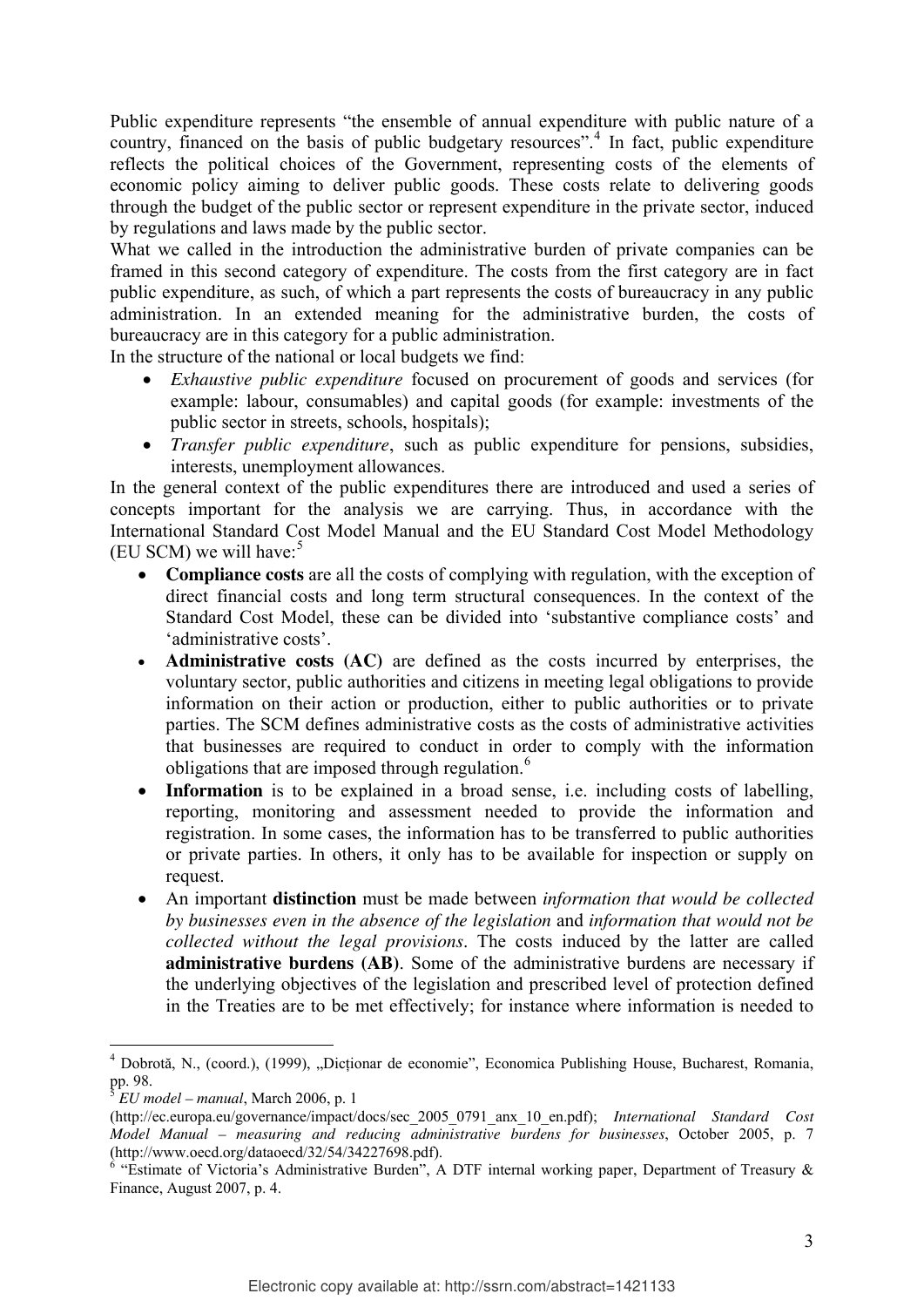Public expenditure represents "the ensemble of annual expenditure with public nature of a country, financed on the basis of public budgetary resources".[4] In fact, public expenditure reflects the political choices of the Government, representing costs of the elements of economic policy aiming to deliver public goods. These costs relate to delivering goods through the budget of the public sector or represent expenditure in the private sector, induced by regulations and laws made by the public sector.

What we called in the introduction the administrative burden of private companies can be framed in this second category of expenditure. The costs from the first category are in fact public expenditure, as such, of which a part represents the costs of bureaucracy in any public administration. In an extended meaning for the administrative burden, the costs of bureaucracy are in this category for a public administration.

In the structure of the national or local budgets we find:

- *Exhaustive public expenditure* focused on procurement of goods and services (for example: labour, consumables) and capital goods (for example: investments of the public sector in streets, schools, hospitals);
- *Transfer public expenditure*, such as public expenditure for pensions, subsidies, interests, unemployment allowances.

In the general context of the public expenditures there are introduced and used a series of concepts important for the analysis we are carrying. Thus, in accordance with the International Standard Cost Model Manual and the EU Standard Cost Model Methodology (EU SCM) we will have:[5]

- **Compliance costs** are all the costs of complying with regulation, with the exception of direct financial costs and long term structural consequences. In the context of the Standard Cost Model, these can be divided into 'substantive compliance costs' and 'administrative costs'.
- **Administrative costs (AC)** are defined as the costs incurred by enterprises, the voluntary sector, public authorities and citizens in meeting legal obligations to provide information on their action or production, either to public authorities or to private parties. The SCM defines administrative costs as the costs of administrative activities that businesses are required to conduct in order to comply with the information obligations that are imposed through regulation.[6]
- **Information** is to be explained in a broad sense, i.e. including costs of labelling, reporting, monitoring and assessment needed to provide the information and registration. In some cases, the information has to be transferred to public authorities or private parties. In others, it only has to be available for inspection or supply on request.
- An important **distinction** must be made between *information that would be collected by businesses even in the absence of the legislation* and *information that would not be collected without the legal provisions*. The costs induced by the latter are called **administrative burdens (AB)**. Some of the administrative burdens are necessary if the underlying objectives of the legislation and prescribed level of protection defined in the Treaties are to be met effectively; for instance where information is needed to

---

[4] Dobrotă, N., (coord.), (1999), „Dicționar de economie", Economica Publishing House, Bucharest, Romania, pp. 98.

[5] *EU model – manual*, March 2006, p. 1 (http://ec.europa.eu/governance/impact/docs/sec_2005_0791_anx_10_en.pdf); *International Standard Cost Model Manual – measuring and reducing administrative burdens for businesses*, October 2005, p. 7 (http://www.oecd.org/dataoecd/32/54/34227698.pdf).

[6] "Estimate of Victoria's Administrative Burden", A DTF internal working paper, Department of Treasury & Finance, August 2007, p. 4.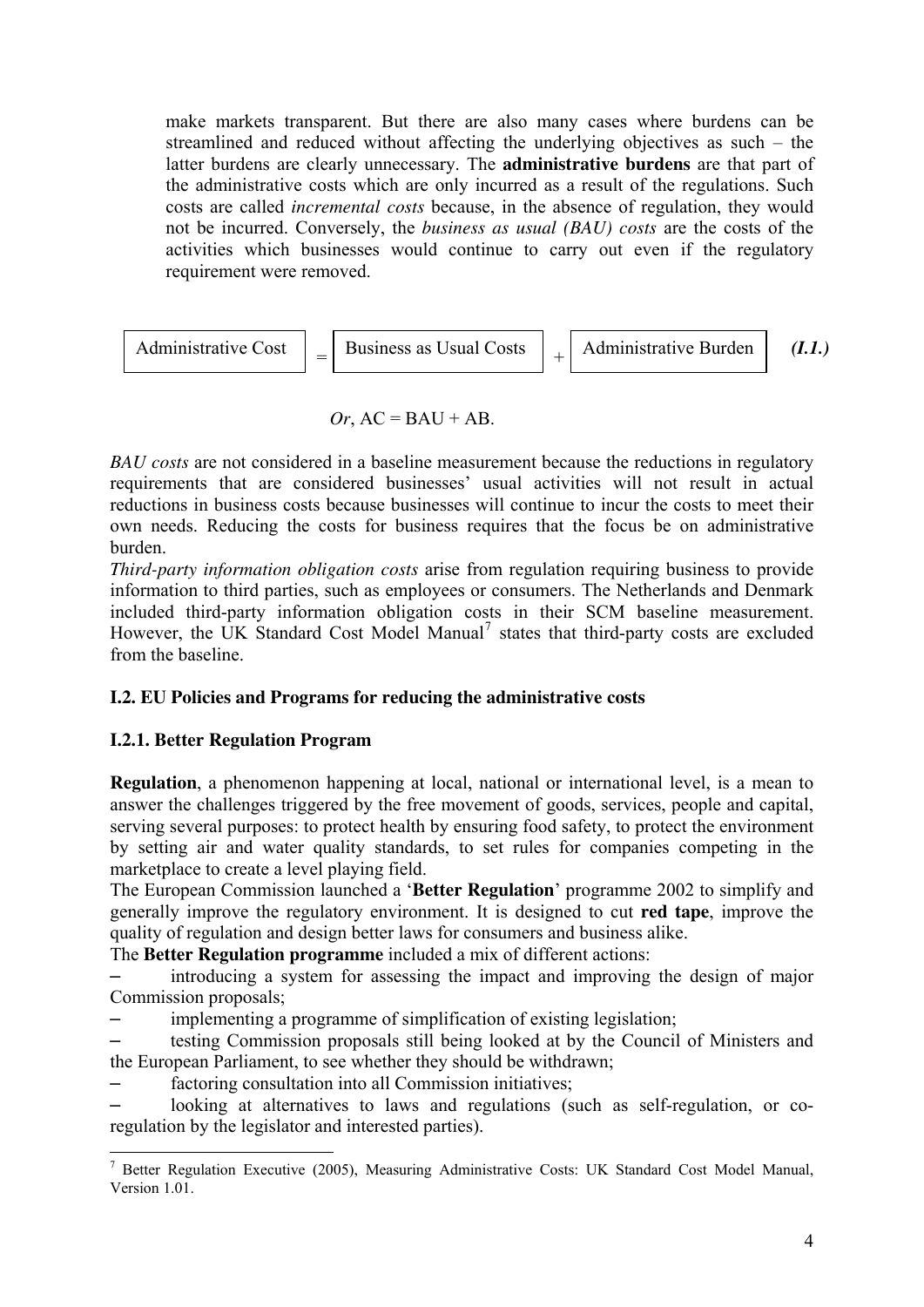make markets transparent. But there are also many cases where burdens can be streamlined and reduced without affecting the underlying objectives as such – the latter burdens are clearly unnecessary. The **administrative burdens** are that part of the administrative costs which are only incurred as a result of the regulations. Such costs are called *incremental costs* because, in the absence of regulation, they would not be incurred. Conversely, the *business as usual (BAU) costs* are the costs of the activities which businesses would continue to carry out even if the regulatory requirement were removed.

$$\boxed{\text{Administrative Cost}} = \boxed{\text{Business as Usual Costs}} + \boxed{\text{Administrative Burden}} \qquad \textbf{\textit{(I.1.)}}$$

*Or*, AC = BAU + AB.

*BAU costs* are not considered in a baseline measurement because the reductions in regulatory requirements that are considered businesses' usual activities will not result in actual reductions in business costs because businesses will continue to incur the costs to meet their own needs. Reducing the costs for business requires that the focus be on administrative burden.

*Third-party information obligation costs* arise from regulation requiring business to provide information to third parties, such as employees or consumers. The Netherlands and Denmark included third-party information obligation costs in their SCM baseline measurement. However, the UK Standard Cost Model Manual[7] states that third-party costs are excluded from the baseline.

### I.2. EU Policies and Programs for reducing the administrative costs

#### I.2.1. Better Regulation Program

**Regulation**, a phenomenon happening at local, national or international level, is a mean to answer the challenges triggered by the free movement of goods, services, people and capital, serving several purposes: to protect health by ensuring food safety, to protect the environment by setting air and water quality standards, to set rules for companies competing in the marketplace to create a level playing field.

The European Commission launched a '**Better Regulation**' programme 2002 to simplify and generally improve the regulatory environment. It is designed to cut **red tape**, improve the quality of regulation and design better laws for consumers and business alike.

The **Better Regulation programme** included a mix of different actions:

- introducing a system for assessing the impact and improving the design of major Commission proposals;
- implementing a programme of simplification of existing legislation;
- testing Commission proposals still being looked at by the Council of Ministers and the European Parliament, to see whether they should be withdrawn;
- factoring consultation into all Commission initiatives;
- looking at alternatives to laws and regulations (such as self-regulation, or co-regulation by the legislator and interested parties).

---

[7] Better Regulation Executive (2005), Measuring Administrative Costs: UK Standard Cost Model Manual, Version 1.01.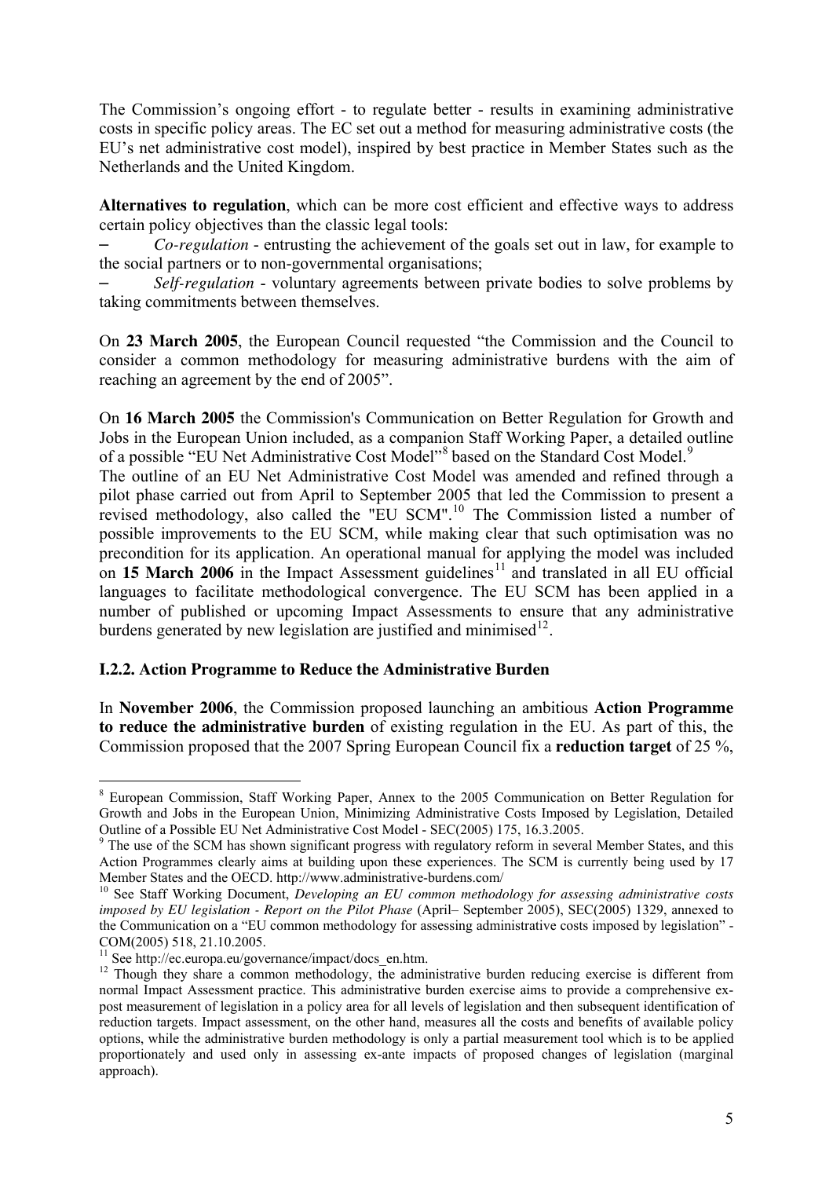The Commission's ongoing effort - to regulate better - results in examining administrative costs in specific policy areas. The EC set out a method for measuring administrative costs (the EU's net administrative cost model), inspired by best practice in Member States such as the Netherlands and the United Kingdom.

**Alternatives to regulation**, which can be more cost efficient and effective ways to address certain policy objectives than the classic legal tools:

– *Co-regulation* - entrusting the achievement of the goals set out in law, for example to the social partners or to non-governmental organisations;

– *Self-regulation* - voluntary agreements between private bodies to solve problems by taking commitments between themselves.

On **23 March 2005**, the European Council requested "the Commission and the Council to consider a common methodology for measuring administrative burdens with the aim of reaching an agreement by the end of 2005".

On **16 March 2005** the Commission's Communication on Better Regulation for Growth and Jobs in the European Union included, as a companion Staff Working Paper, a detailed outline of a possible "EU Net Administrative Cost Model"[8] based on the Standard Cost Model.[9]

The outline of an EU Net Administrative Cost Model was amended and refined through a pilot phase carried out from April to September 2005 that led the Commission to present a revised methodology, also called the "EU SCM".[10] The Commission listed a number of possible improvements to the EU SCM, while making clear that such optimisation was no precondition for its application. An operational manual for applying the model was included on **15 March 2006** in the Impact Assessment guidelines[11] and translated in all EU official languages to facilitate methodological convergence. The EU SCM has been applied in a number of published or upcoming Impact Assessments to ensure that any administrative burdens generated by new legislation are justified and minimised[12].

### I.2.2. Action Programme to Reduce the Administrative Burden

In **November 2006**, the Commission proposed launching an ambitious **Action Programme to reduce the administrative burden** of existing regulation in the EU. As part of this, the Commission proposed that the 2007 Spring European Council fix a **reduction target** of 25 %,

---

[8] European Commission, Staff Working Paper, Annex to the 2005 Communication on Better Regulation for Growth and Jobs in the European Union, Minimizing Administrative Costs Imposed by Legislation, Detailed Outline of a Possible EU Net Administrative Cost Model - SEC(2005) 175, 16.3.2005.

[9] The use of the SCM has shown significant progress with regulatory reform in several Member States, and this Action Programmes clearly aims at building upon these experiences. The SCM is currently being used by 17 Member States and the OECD. http://www.administrative-burdens.com/

[10] See Staff Working Document, *Developing an EU common methodology for assessing administrative costs imposed by EU legislation - Report on the Pilot Phase* (April– September 2005), SEC(2005) 1329, annexed to the Communication on a "EU common methodology for assessing administrative costs imposed by legislation" - COM(2005) 518, 21.10.2005.

[11] See http://ec.europa.eu/governance/impact/docs_en.htm.

[12] Though they share a common methodology, the administrative burden reducing exercise is different from normal Impact Assessment practice. This administrative burden exercise aims to provide a comprehensive ex-post measurement of legislation in a policy area for all levels of legislation and then subsequent identification of reduction targets. Impact assessment, on the other hand, measures all the costs and benefits of available policy options, while the administrative burden methodology is only a partial measurement tool which is to be applied proportionately and used only in assessing ex-ante impacts of proposed changes of legislation (marginal approach).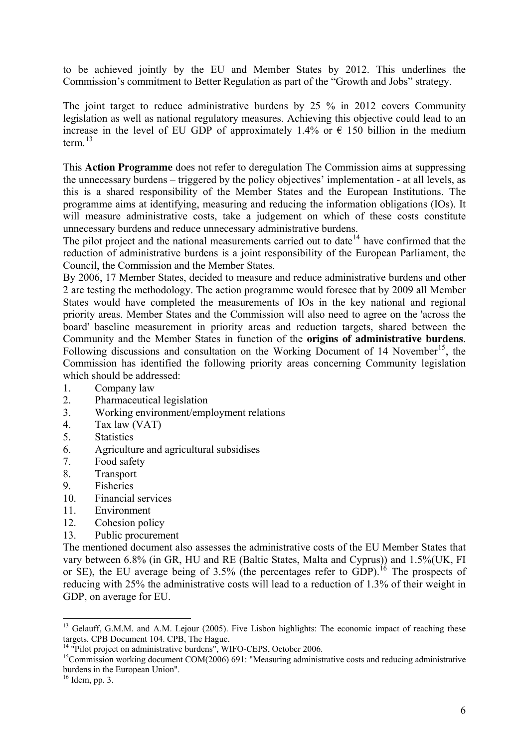to be achieved jointly by the EU and Member States by 2012. This underlines the Commission's commitment to Better Regulation as part of the "Growth and Jobs" strategy.

The joint target to reduce administrative burdens by 25 % in 2012 covers Community legislation as well as national regulatory measures. Achieving this objective could lead to an increase in the level of EU GDP of approximately 1.4% or € 150 billion in the medium term.[13]

This **Action Programme** does not refer to deregulation The Commission aims at suppressing the unnecessary burdens – triggered by the policy objectives' implementation - at all levels, as this is a shared responsibility of the Member States and the European Institutions. The programme aims at identifying, measuring and reducing the information obligations (IOs). It will measure administrative costs, take a judgement on which of these costs constitute unnecessary burdens and reduce unnecessary administrative burdens.

The pilot project and the national measurements carried out to date[14] have confirmed that the reduction of administrative burdens is a joint responsibility of the European Parliament, the Council, the Commission and the Member States.

By 2006, 17 Member States, decided to measure and reduce administrative burdens and other 2 are testing the methodology. The action programme would foresee that by 2009 all Member States would have completed the measurements of IOs in the key national and regional priority areas. Member States and the Commission will also need to agree on the 'across the board' baseline measurement in priority areas and reduction targets, shared between the Community and the Member States in function of the **origins of administrative burdens**. Following discussions and consultation on the Working Document of 14 November[15], the Commission has identified the following priority areas concerning Community legislation which should be addressed:

1. Company law
2. Pharmaceutical legislation
3. Working environment/employment relations
4. Tax law (VAT)
5. Statistics
6. Agriculture and agricultural subsidises
7. Food safety
8. Transport
9. Fisheries
10. Financial services
11. Environment
12. Cohesion policy
13. Public procurement

The mentioned document also assesses the administrative costs of the EU Member States that vary between 6.8% (in GR, HU and RE (Baltic States, Malta and Cyprus)) and 1.5%(UK, FI or SE), the EU average being of 3.5% (the percentages refer to GDP).[16] The prospects of reducing with 25% the administrative costs will lead to a reduction of 1.3% of their weight in GDP, on average for EU.

---

[13] Gelauff, G.M.M. and A.M. Lejour (2005). Five Lisbon highlights: The economic impact of reaching these targets. CPB Document 104. CPB, The Hague.

[14] "Pilot project on administrative burdens", WIFO-CEPS, October 2006.

[15] Commission working document COM(2006) 691: "Measuring administrative costs and reducing administrative burdens in the European Union".

[16] Idem, pp. 3.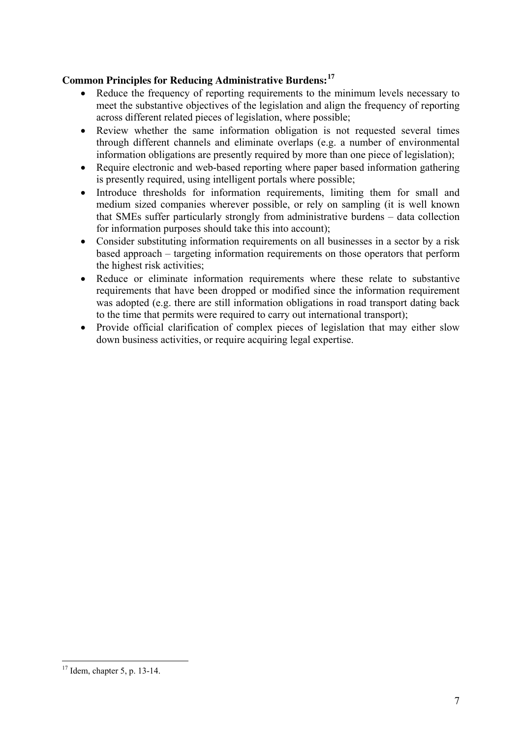**Common Principles for Reducing Administrative Burdens:**[17]

- Reduce the frequency of reporting requirements to the minimum levels necessary to meet the substantive objectives of the legislation and align the frequency of reporting across different related pieces of legislation, where possible;
- Review whether the same information obligation is not requested several times through different channels and eliminate overlaps (e.g. a number of environmental information obligations are presently required by more than one piece of legislation);
- Require electronic and web-based reporting where paper based information gathering is presently required, using intelligent portals where possible;
- Introduce thresholds for information requirements, limiting them for small and medium sized companies wherever possible, or rely on sampling (it is well known that SMEs suffer particularly strongly from administrative burdens – data collection for information purposes should take this into account);
- Consider substituting information requirements on all businesses in a sector by a risk based approach – targeting information requirements on those operators that perform the highest risk activities;
- Reduce or eliminate information requirements where these relate to substantive requirements that have been dropped or modified since the information requirement was adopted (e.g. there are still information obligations in road transport dating back to the time that permits were required to carry out international transport);
- Provide official clarification of complex pieces of legislation that may either slow down business activities, or require acquiring legal expertise.

[17] Idem, chapter 5, p. 13-14.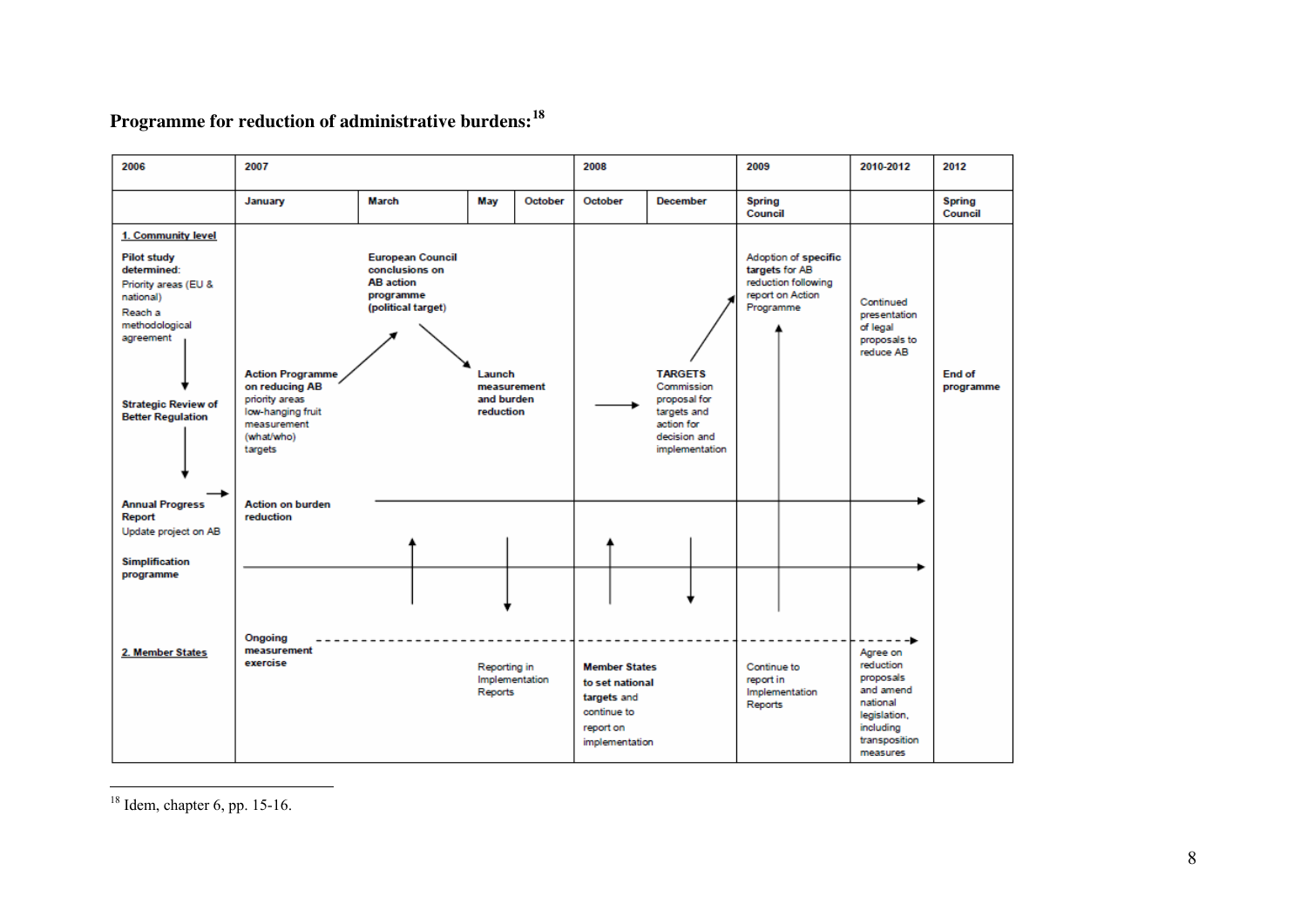# Programme for reduction of administrative burdens:[18]

| 2006 | 2007 | | | | 2008 | | 2009 | 2010-2012 | 2012 |
|---|---|---|---|---|---|---|---|---|---|
| | January | March | May | October | October | December | Spring Council | | Spring Council |
| **1. Community level** | | | | | | | | | |
| **Pilot study determined:** Priority areas (EU & national) Reach a methodological agreement | | **European Council conclusions on AB action programme (political target)** | | | | | Adoption of **specific targets** for AB reduction following report on Action Programme | Continued presentation of legal proposals to reduce AB | |
| **Strategic Review of Better Regulation** | **Action Programme on reducing AB** priority areas low-hanging fruit measurement (what/who) targets | | **Launch measurement and burden reduction** | | | **TARGETS** Commission proposal for targets and action for decision and implementation | | | **End of programme** |
| **Annual Progress Report** Update project on AB | **Action on burden reduction** → | | | | | | | | |
| **Simplification programme** → | | | | | | | | | |
| **2. Member States** | **Ongoing measurement exercise** - - - → | | Reporting in Implementation Reports | | **Member States to set national targets** and continue to report on implementation | | Continue to report in Implementation Reports | Agree on reduction proposals and amend national legislation, including transposition measures | |

[18] Idem, chapter 6, pp. 15-16.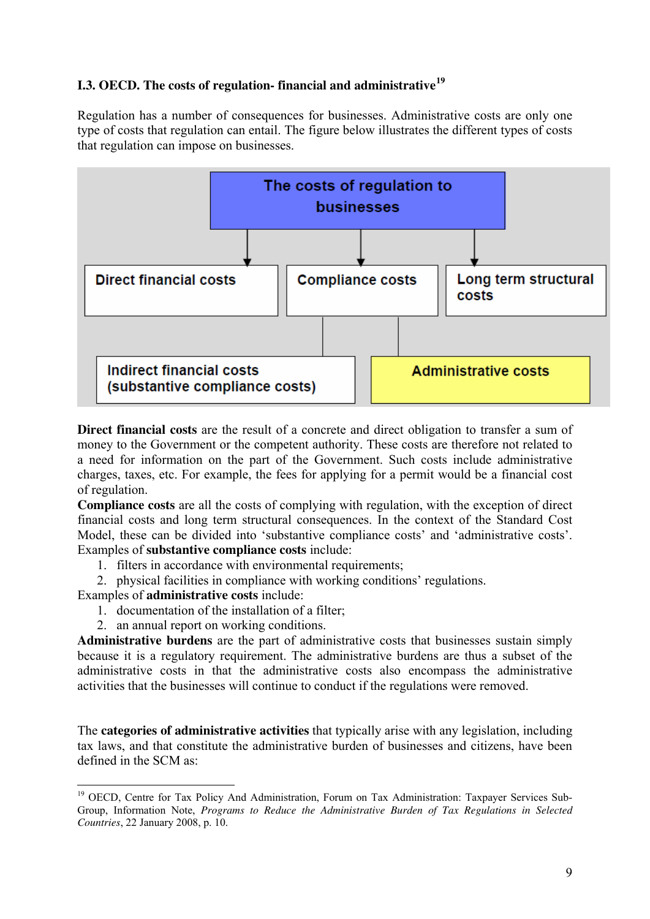### I.3. OECD. The costs of regulation- financial and administrative[19]

Regulation has a number of consequences for businesses. Administrative costs are only one type of costs that regulation can entail. The figure below illustrates the different types of costs that regulation can impose on businesses.

**The costs of regulation to businesses**

- **Direct financial costs**
- **Compliance costs**
  - **Indirect financial costs (substantive compliance costs)**
  - **Administrative costs**
- **Long term structural costs**

**Direct financial costs** are the result of a concrete and direct obligation to transfer a sum of money to the Government or the competent authority. These costs are therefore not related to a need for information on the part of the Government. Such costs include administrative charges, taxes, etc. For example, the fees for applying for a permit would be a financial cost of regulation.

**Compliance costs** are all the costs of complying with regulation, with the exception of direct financial costs and long term structural consequences. In the context of the Standard Cost Model, these can be divided into 'substantive compliance costs' and 'administrative costs'.

Examples of **substantive compliance costs** include:

1. filters in accordance with environmental requirements;
2. physical facilities in compliance with working conditions' regulations.

Examples of **administrative costs** include:

1. documentation of the installation of a filter;
2. an annual report on working conditions.

**Administrative burdens** are the part of administrative costs that businesses sustain simply because it is a regulatory requirement. The administrative burdens are thus a subset of the administrative costs in that the administrative costs also encompass the administrative activities that the businesses will continue to conduct if the regulations were removed.

The **categories of administrative activities** that typically arise with any legislation, including tax laws, and that constitute the administrative burden of businesses and citizens, have been defined in the SCM as:

---

[19] OECD, Centre for Tax Policy And Administration, Forum on Tax Administration: Taxpayer Services Sub-Group, Information Note, *Programs to Reduce the Administrative Burden of Tax Regulations in Selected Countries*, 22 January 2008, p. 10.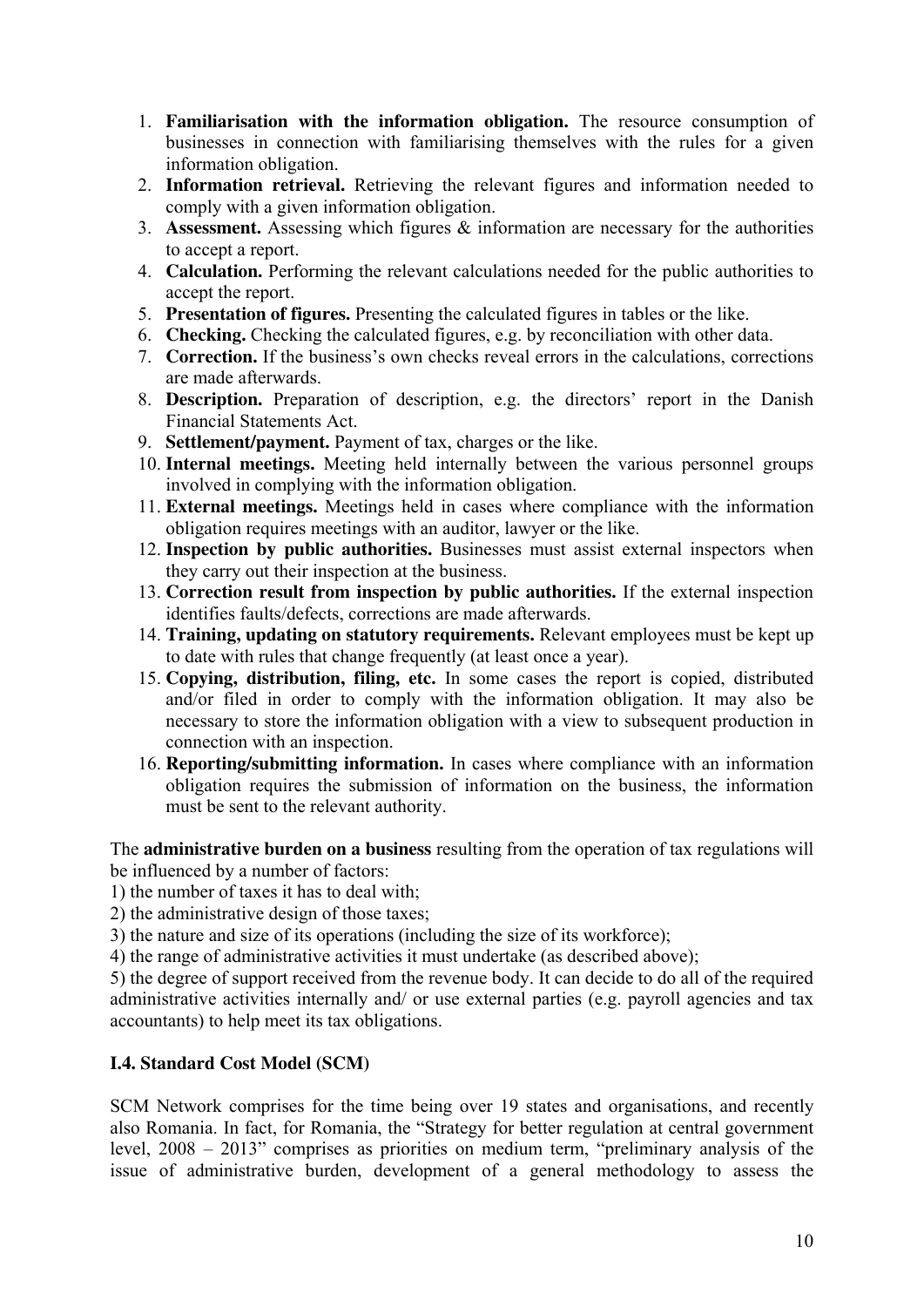1. **Familiarisation with the information obligation.** The resource consumption of businesses in connection with familiarising themselves with the rules for a given information obligation.
2. **Information retrieval.** Retrieving the relevant figures and information needed to comply with a given information obligation.
3. **Assessment.** Assessing which figures & information are necessary for the authorities to accept a report.
4. **Calculation.** Performing the relevant calculations needed for the public authorities to accept the report.
5. **Presentation of figures.** Presenting the calculated figures in tables or the like.
6. **Checking.** Checking the calculated figures, e.g. by reconciliation with other data.
7. **Correction.** If the business's own checks reveal errors in the calculations, corrections are made afterwards.
8. **Description.** Preparation of description, e.g. the directors' report in the Danish Financial Statements Act.
9. **Settlement/payment.** Payment of tax, charges or the like.
10. **Internal meetings.** Meeting held internally between the various personnel groups involved in complying with the information obligation.
11. **External meetings.** Meetings held in cases where compliance with the information obligation requires meetings with an auditor, lawyer or the like.
12. **Inspection by public authorities.** Businesses must assist external inspectors when they carry out their inspection at the business.
13. **Correction result from inspection by public authorities.** If the external inspection identifies faults/defects, corrections are made afterwards.
14. **Training, updating on statutory requirements.** Relevant employees must be kept up to date with rules that change frequently (at least once a year).
15. **Copying, distribution, filing, etc.** In some cases the report is copied, distributed and/or filed in order to comply with the information obligation. It may also be necessary to store the information obligation with a view to subsequent production in connection with an inspection.
16. **Reporting/submitting information.** In cases where compliance with an information obligation requires the submission of information on the business, the information must be sent to the relevant authority.

The **administrative burden on a business** resulting from the operation of tax regulations will be influenced by a number of factors:
1) the number of taxes it has to deal with;
2) the administrative design of those taxes;
3) the nature and size of its operations (including the size of its workforce);
4) the range of administrative activities it must undertake (as described above);
5) the degree of support received from the revenue body. It can decide to do all of the required administrative activities internally and/ or use external parties (e.g. payroll agencies and tax accountants) to help meet its tax obligations.

### I.4. Standard Cost Model (SCM)

SCM Network comprises for the time being over 19 states and organisations, and recently also Romania. In fact, for Romania, the "Strategy for better regulation at central government level, 2008 – 2013" comprises as priorities on medium term, "preliminary analysis of the issue of administrative burden, development of a general methodology to assess the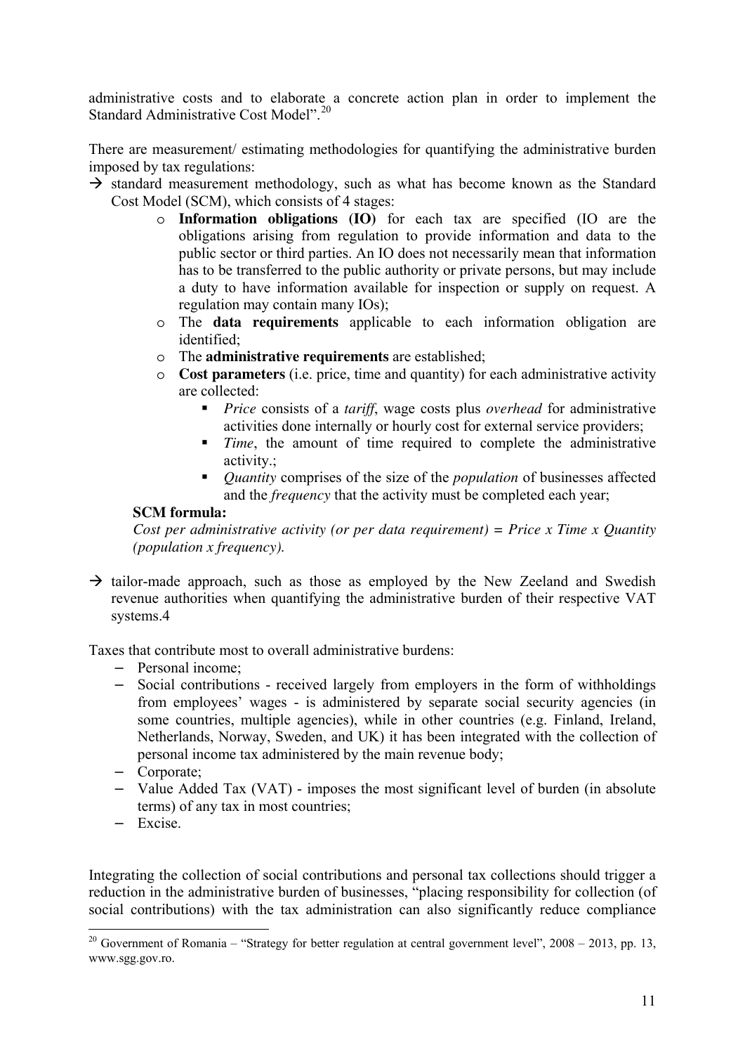administrative costs and to elaborate a concrete action plan in order to implement the Standard Administrative Cost Model".[20]

There are measurement/ estimating methodologies for quantifying the administrative burden imposed by tax regulations:

→ standard measurement methodology, such as what has become known as the Standard Cost Model (SCM), which consists of 4 stages:
  - **Information obligations (IO)** for each tax are specified (IO are the obligations arising from regulation to provide information and data to the public sector or third parties. An IO does not necessarily mean that information has to be transferred to the public authority or private persons, but may include a duty to have information available for inspection or supply on request. A regulation may contain many IOs);
  - The **data requirements** applicable to each information obligation are identified;
  - The **administrative requirements** are established;
  - **Cost parameters** (i.e. price, time and quantity) for each administrative activity are collected:
    - *Price* consists of a *tariff*, wage costs plus *overhead* for administrative activities done internally or hourly cost for external service providers;
    - *Time*, the amount of time required to complete the administrative activity.;
    - *Quantity* comprises of the size of the *population* of businesses affected and the *frequency* that the activity must be completed each year;

  **SCM formula:**

  *Cost per administrative activity (or per data requirement) = Price x Time x Quantity (population x frequency).*

→ tailor-made approach, such as those as employed by the New Zeeland and Swedish revenue authorities when quantifying the administrative burden of their respective VAT systems.4

Taxes that contribute most to overall administrative burdens:

- Personal income;
- Social contributions - received largely from employers in the form of withholdings from employees' wages - is administered by separate social security agencies (in some countries, multiple agencies), while in other countries (e.g. Finland, Ireland, Netherlands, Norway, Sweden, and UK) it has been integrated with the collection of personal income tax administered by the main revenue body;
- Corporate;
- Value Added Tax (VAT) - imposes the most significant level of burden (in absolute terms) of any tax in most countries;
- Excise.

Integrating the collection of social contributions and personal tax collections should trigger a reduction in the administrative burden of businesses, "placing responsibility for collection (of social contributions) with the tax administration can also significantly reduce compliance

[20] Government of Romania – "Strategy for better regulation at central government level", 2008 – 2013, pp. 13, www.sgg.gov.ro.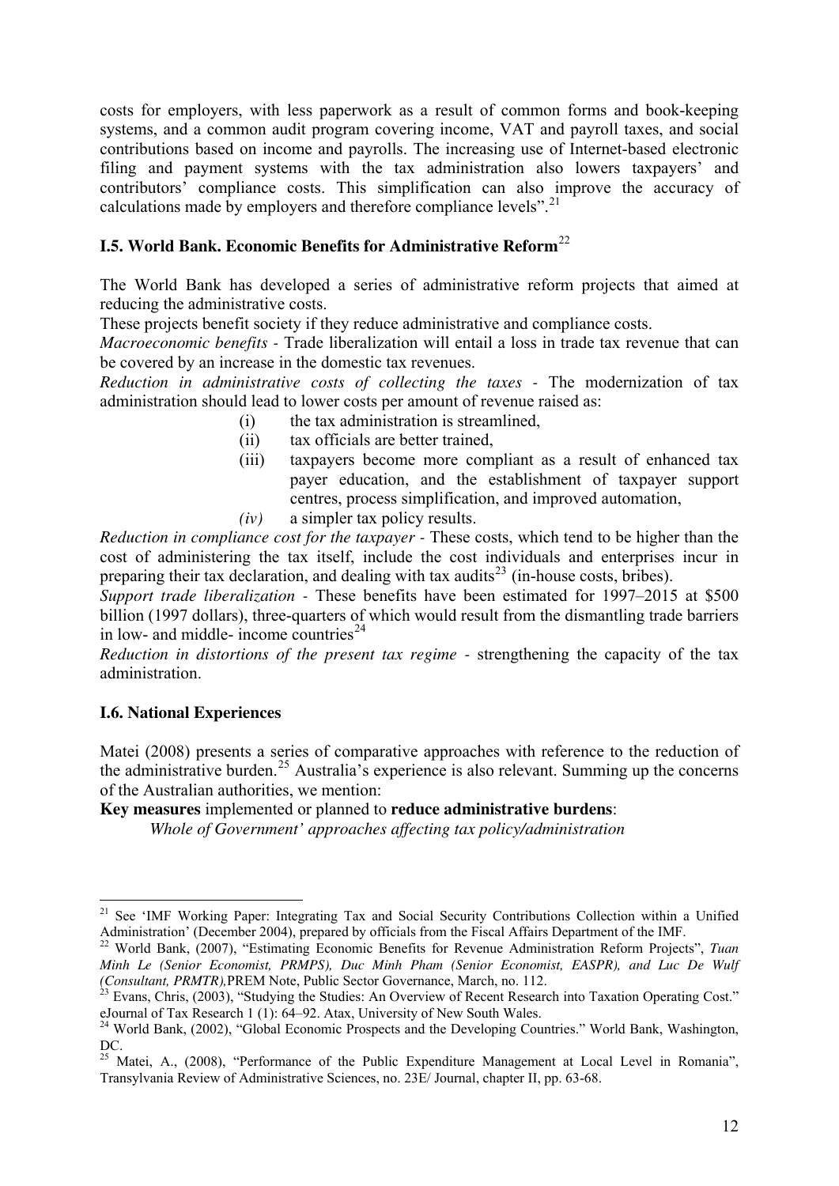costs for employers, with less paperwork as a result of common forms and book-keeping systems, and a common audit program covering income, VAT and payroll taxes, and social contributions based on income and payrolls. The increasing use of Internet-based electronic filing and payment systems with the tax administration also lowers taxpayers' and contributors' compliance costs. This simplification can also improve the accuracy of calculations made by employers and therefore compliance levels".[21]

### I.5. World Bank. Economic Benefits for Administrative Reform[22]

The World Bank has developed a series of administrative reform projects that aimed at reducing the administrative costs.

These projects benefit society if they reduce administrative and compliance costs.

*Macroeconomic benefits* - Trade liberalization will entail a loss in trade tax revenue that can be covered by an increase in the domestic tax revenues.

*Reduction in administrative costs of collecting the taxes* - The modernization of tax administration should lead to lower costs per amount of revenue raised as:

(i) the tax administration is streamlined,
(ii) tax officials are better trained,
(iii) taxpayers become more compliant as a result of enhanced tax payer education, and the establishment of taxpayer support centres, process simplification, and improved automation,
*(iv)* a simpler tax policy results.

*Reduction in compliance cost for the taxpayer* - These costs, which tend to be higher than the cost of administering the tax itself, include the cost individuals and enterprises incur in preparing their tax declaration, and dealing with tax audits[23] (in-house costs, bribes).

*Support trade liberalization* - These benefits have been estimated for 1997–2015 at $500 billion (1997 dollars), three-quarters of which would result from the dismantling trade barriers in low- and middle- income countries[24]

*Reduction in distortions of the present tax regime* - strengthening the capacity of the tax administration.

### I.6. National Experiences

Matei (2008) presents a series of comparative approaches with reference to the reduction of the administrative burden.[25] Australia's experience is also relevant. Summing up the concerns of the Australian authorities, we mention:

**Key measures** implemented or planned to **reduce administrative burdens**:

*Whole of Government' approaches affecting tax policy/administration*

---

[21] See 'IMF Working Paper: Integrating Tax and Social Security Contributions Collection within a Unified Administration' (December 2004), prepared by officials from the Fiscal Affairs Department of the IMF.

[22] World Bank, (2007), "Estimating Economic Benefits for Revenue Administration Reform Projects", *Tuan Minh Le (Senior Economist, PRMPS), Duc Minh Pham (Senior Economist, EASPR), and Luc De Wulf (Consultant, PRMTR),*PREM Note, Public Sector Governance, March, no. 112.

[23] Evans, Chris, (2003), "Studying the Studies: An Overview of Recent Research into Taxation Operating Cost." eJournal of Tax Research 1 (1): 64–92. Atax, University of New South Wales.

[24] World Bank, (2002), "Global Economic Prospects and the Developing Countries." World Bank, Washington, DC.

[25] Matei, A., (2008), "Performance of the Public Expenditure Management at Local Level in Romania", Transylvania Review of Administrative Sciences, no. 23E/ Journal, chapter II, pp. 63-68.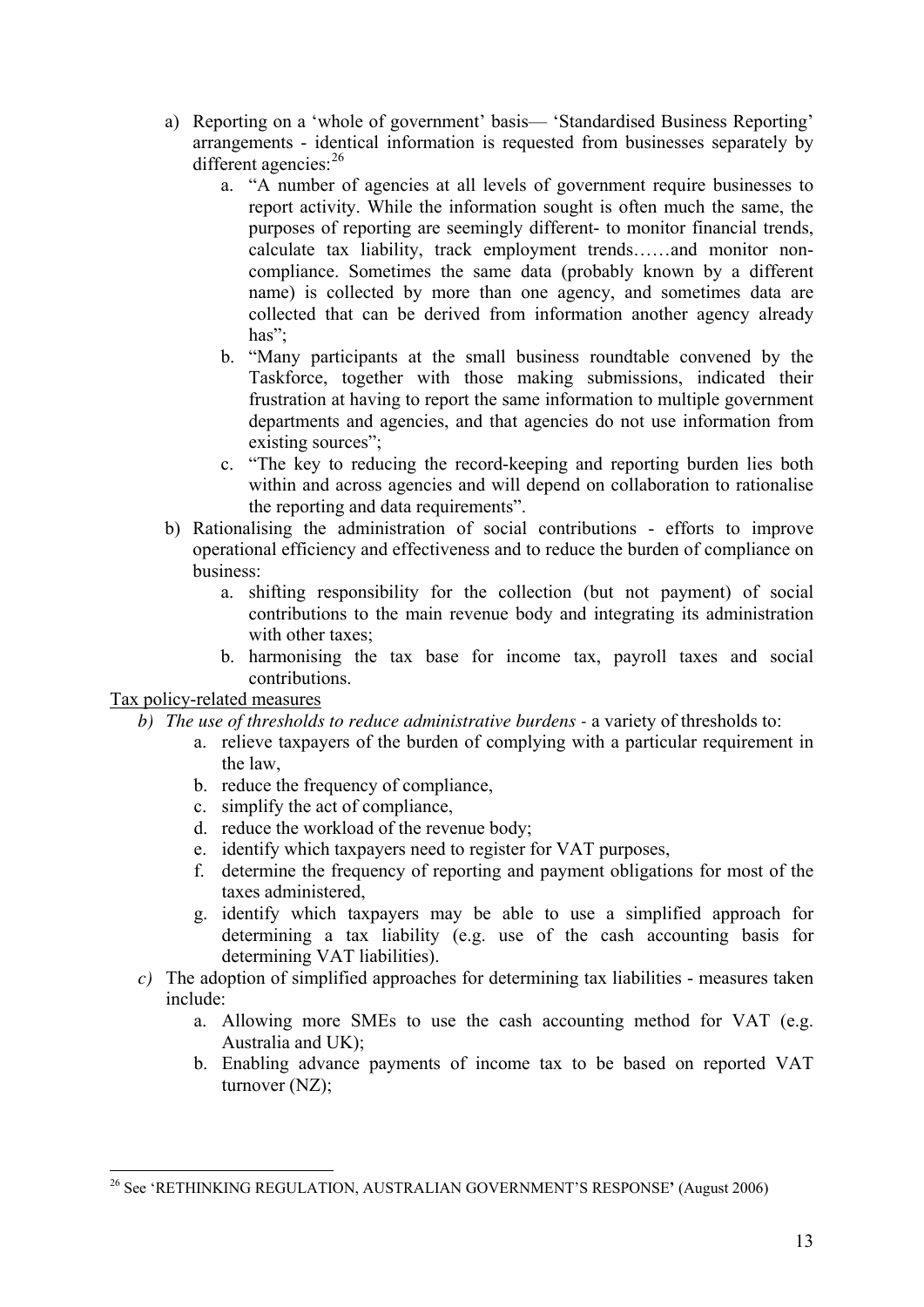a) Reporting on a 'whole of government' basis— 'Standardised Business Reporting' arrangements - identical information is requested from businesses separately by different agencies:[26]
    a. "A number of agencies at all levels of government require businesses to report activity. While the information sought is often much the same, the purposes of reporting are seemingly different- to monitor financial trends, calculate tax liability, track employment trends……and monitor non-compliance. Sometimes the same data (probably known by a different name) is collected by more than one agency, and sometimes data are collected that can be derived from information another agency already has";
    b. "Many participants at the small business roundtable convened by the Taskforce, together with those making submissions, indicated their frustration at having to report the same information to multiple government departments and agencies, and that agencies do not use information from existing sources";
    c. "The key to reducing the record-keeping and reporting burden lies both within and across agencies and will depend on collaboration to rationalise the reporting and data requirements".

b) Rationalising the administration of social contributions - efforts to improve operational efficiency and effectiveness and to reduce the burden of compliance on business:
    a. shifting responsibility for the collection (but not payment) of social contributions to the main revenue body and integrating its administration with other taxes;
    b. harmonising the tax base for income tax, payroll taxes and social contributions.

<u>Tax policy-related measures</u>

b) *The use of thresholds to reduce administrative burdens* - a variety of thresholds to:
    a. relieve taxpayers of the burden of complying with a particular requirement in the law,
    b. reduce the frequency of compliance,
    c. simplify the act of compliance,
    d. reduce the workload of the revenue body;
    e. identify which taxpayers need to register for VAT purposes,
    f. determine the frequency of reporting and payment obligations for most of the taxes administered,
    g. identify which taxpayers may be able to use a simplified approach for determining a tax liability (e.g. use of the cash accounting basis for determining VAT liabilities).

c) The adoption of simplified approaches for determining tax liabilities - measures taken include:
    a. Allowing more SMEs to use the cash accounting method for VAT (e.g. Australia and UK);
    b. Enabling advance payments of income tax to be based on reported VAT turnover (NZ);

---

[26] See 'RETHINKING REGULATION, AUSTRALIAN GOVERNMENT'S RESPONSE' (August 2006)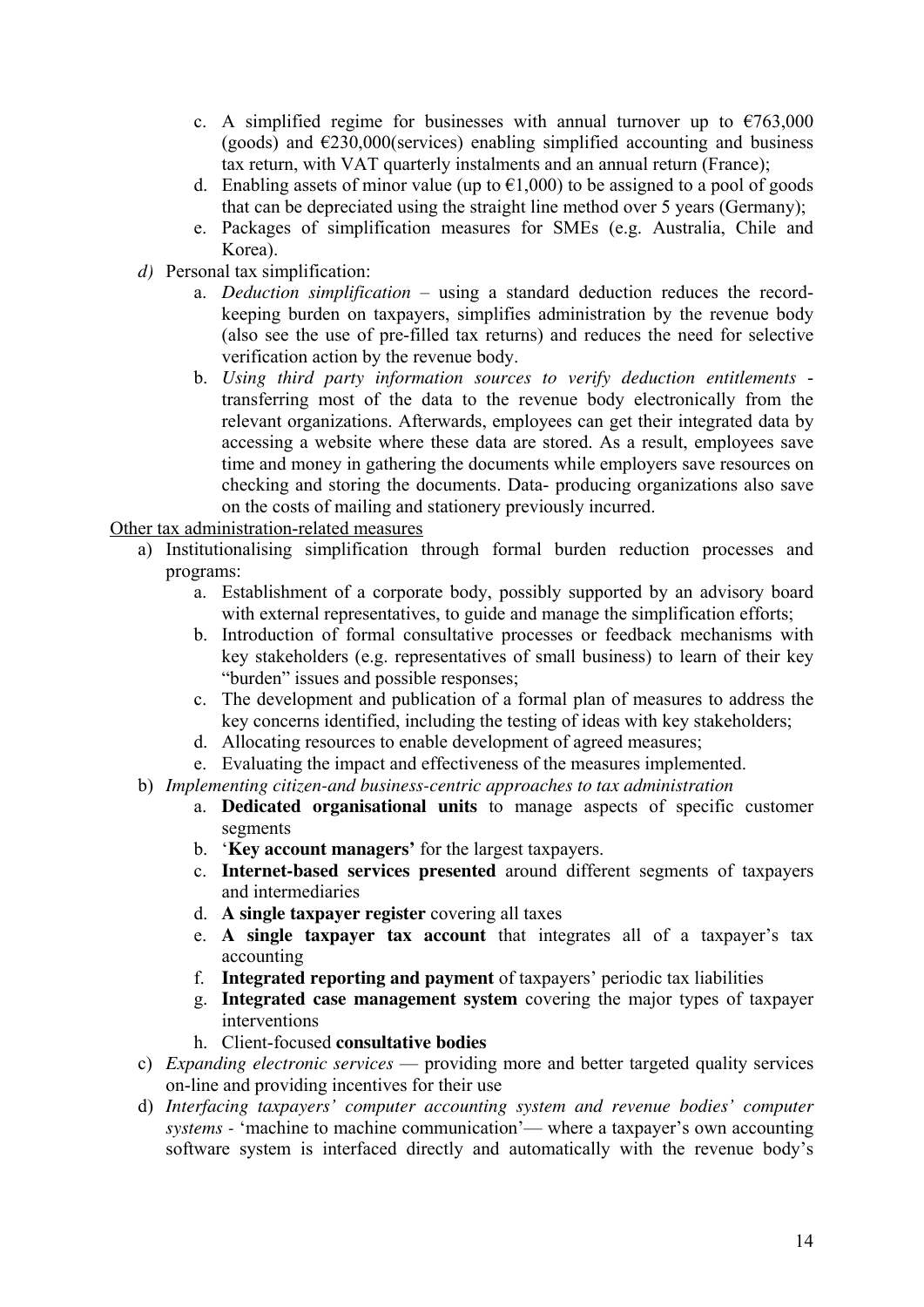c. A simplified regime for businesses with annual turnover up to €763,000 (goods) and €230,000(services) enabling simplified accounting and business tax return, with VAT quarterly instalments and an annual return (France);
  d. Enabling assets of minor value (up to €1,000) to be assigned to a pool of goods that can be depreciated using the straight line method over 5 years (Germany);
  e. Packages of simplification measures for SMEs (e.g. Australia, Chile and Korea).

*d)* Personal tax simplification:
  a. *Deduction simplification* – using a standard deduction reduces the record-keeping burden on taxpayers, simplifies administration by the revenue body (also see the use of pre-filled tax returns) and reduces the need for selective verification action by the revenue body.
  b. *Using third party information sources to verify deduction entitlements* - transferring most of the data to the revenue body electronically from the relevant organizations. Afterwards, employees can get their integrated data by accessing a website where these data are stored. As a result, employees save time and money in gathering the documents while employers save resources on checking and storing the documents. Data- producing organizations also save on the costs of mailing and stationery previously incurred.

<u>Other tax administration-related measures</u>

a) Institutionalising simplification through formal burden reduction processes and programs:
  a. Establishment of a corporate body, possibly supported by an advisory board with external representatives, to guide and manage the simplification efforts;
  b. Introduction of formal consultative processes or feedback mechanisms with key stakeholders (e.g. representatives of small business) to learn of their key "burden" issues and possible responses;
  c. The development and publication of a formal plan of measures to address the key concerns identified, including the testing of ideas with key stakeholders;
  d. Allocating resources to enable development of agreed measures;
  e. Evaluating the impact and effectiveness of the measures implemented.

b) *Implementing citizen-and business-centric approaches to tax administration*
  a. **Dedicated organisational units** to manage aspects of specific customer segments
  b. '**Key account managers'** for the largest taxpayers.
  c. **Internet-based services presented** around different segments of taxpayers and intermediaries
  d. **A single taxpayer register** covering all taxes
  e. **A single taxpayer tax account** that integrates all of a taxpayer's tax accounting
  f. **Integrated reporting and payment** of taxpayers' periodic tax liabilities
  g. **Integrated case management system** covering the major types of taxpayer interventions
  h. Client-focused **consultative bodies**

c) *Expanding electronic services* — providing more and better targeted quality services on-line and providing incentives for their use

d) *Interfacing taxpayers' computer accounting system and revenue bodies' computer systems* - 'machine to machine communication'— where a taxpayer's own accounting software system is interfaced directly and automatically with the revenue body's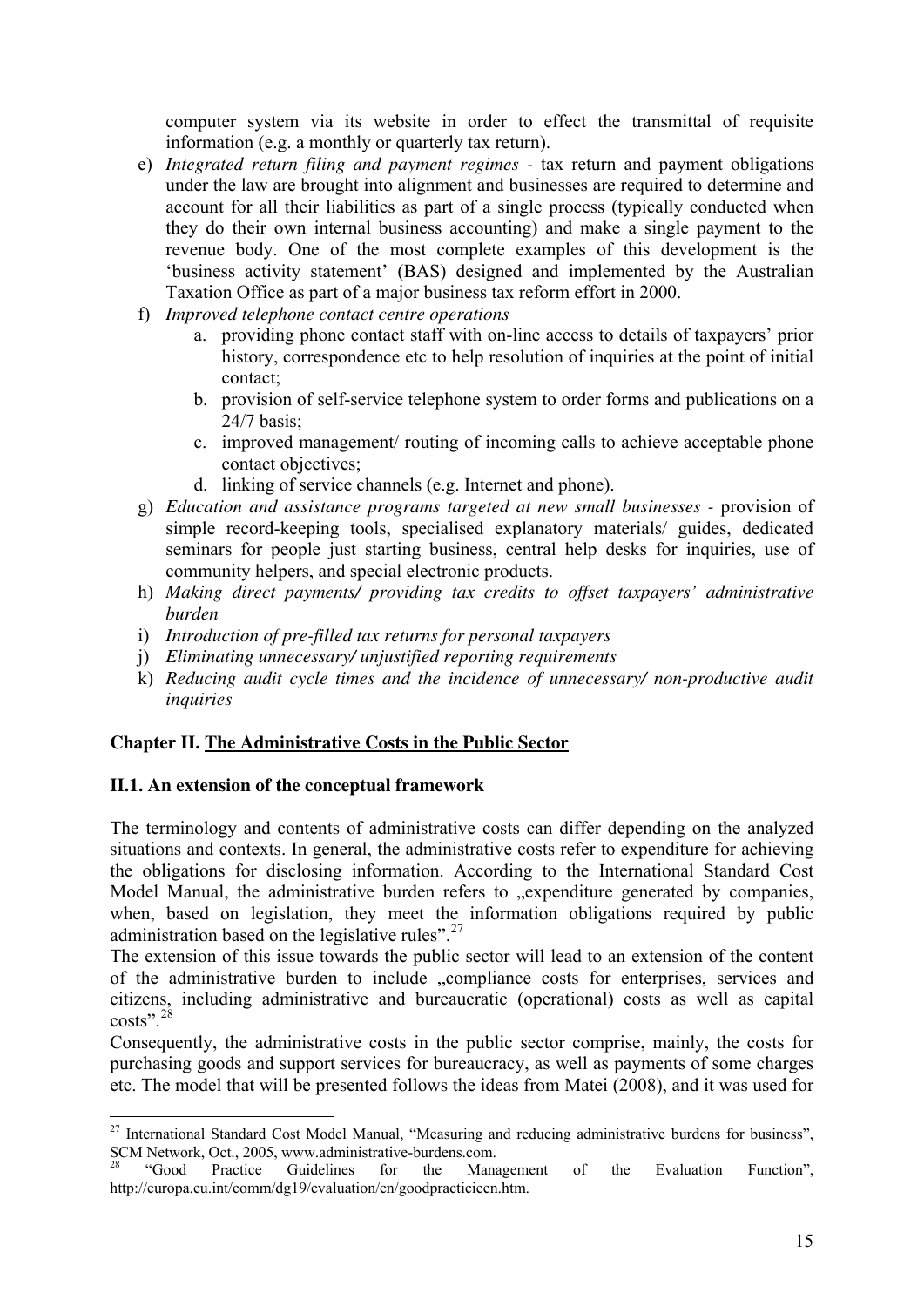computer system via its website in order to effect the transmittal of requisite information (e.g. a monthly or quarterly tax return).

e) *Integrated return filing and payment regimes* - tax return and payment obligations under the law are brought into alignment and businesses are required to determine and account for all their liabilities as part of a single process (typically conducted when they do their own internal business accounting) and make a single payment to the revenue body. One of the most complete examples of this development is the 'business activity statement' (BAS) designed and implemented by the Australian Taxation Office as part of a major business tax reform effort in 2000.

f) *Improved telephone contact centre operations*
   a. providing phone contact staff with on-line access to details of taxpayers' prior history, correspondence etc to help resolution of inquiries at the point of initial contact;
   b. provision of self-service telephone system to order forms and publications on a 24/7 basis;
   c. improved management/ routing of incoming calls to achieve acceptable phone contact objectives;
   d. linking of service channels (e.g. Internet and phone).

g) *Education and assistance programs targeted at new small businesses* - provision of simple record-keeping tools, specialised explanatory materials/ guides, dedicated seminars for people just starting business, central help desks for inquiries, use of community helpers, and special electronic products.

h) *Making direct payments/ providing tax credits to offset taxpayers' administrative burden*

i) *Introduction of pre-filled tax returns for personal taxpayers*

j) *Eliminating unnecessary/ unjustified reporting requirements*

k) *Reducing audit cycle times and the incidence of unnecessary/ non-productive audit inquiries*

## Chapter II. The Administrative Costs in the Public Sector

### II.1. An extension of the conceptual framework

The terminology and contents of administrative costs can differ depending on the analyzed situations and contexts. In general, the administrative costs refer to expenditure for achieving the obligations for disclosing information. According to the International Standard Cost Model Manual, the administrative burden refers to „expenditure generated by companies, when, based on legislation, they meet the information obligations required by public administration based on the legislative rules".[27]

The extension of this issue towards the public sector will lead to an extension of the content of the administrative burden to include „compliance costs for enterprises, services and citizens, including administrative and bureaucratic (operational) costs as well as capital costs".[28]

Consequently, the administrative costs in the public sector comprise, mainly, the costs for purchasing goods and support services for bureaucracy, as well as payments of some charges etc. The model that will be presented follows the ideas from Matei (2008), and it was used for

---

[27] International Standard Cost Model Manual, "Measuring and reducing administrative burdens for business", SCM Network, Oct., 2005, www.administrative-burdens.com.

[28] "Good Practice Guidelines for the Management of the Evaluation Function", http://europa.eu.int/comm/dg19/evaluation/en/goodpracticieen.htm.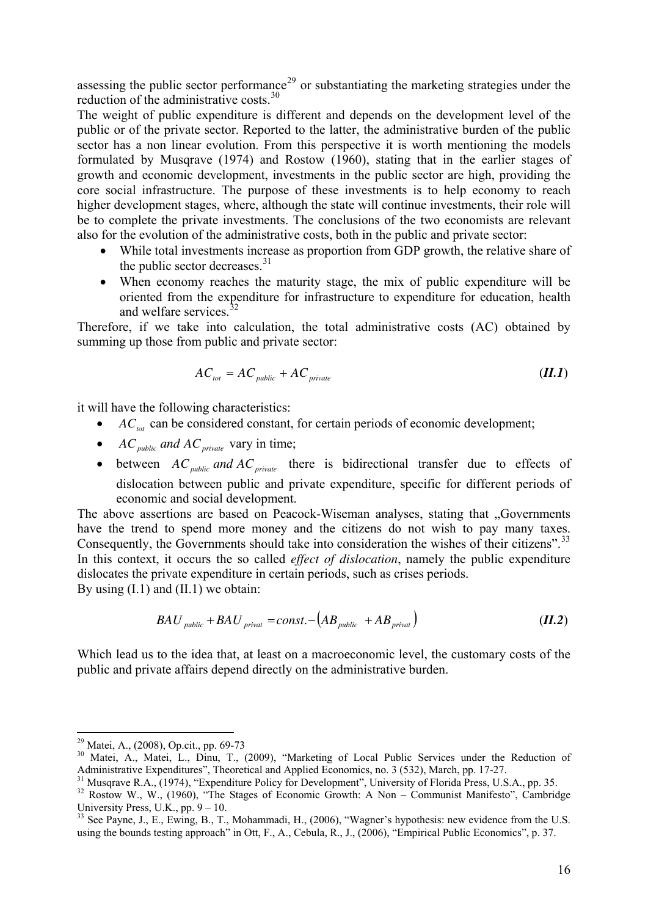assessing the public sector performance[29] or substantiating the marketing strategies under the reduction of the administrative costs.[30]

The weight of public expenditure is different and depends on the development level of the public or of the private sector. Reported to the latter, the administrative burden of the public sector has a non linear evolution. From this perspective it is worth mentioning the models formulated by Musqrave (1974) and Rostow (1960), stating that in the earlier stages of growth and economic development, investments in the public sector are high, providing the core social infrastructure. The purpose of these investments is to help economy to reach higher development stages, where, although the state will continue investments, their role will be to complete the private investments. The conclusions of the two economists are relevant also for the evolution of the administrative costs, both in the public and private sector:

- While total investments increase as proportion from GDP growth, the relative share of the public sector decreases.[31]
- When economy reaches the maturity stage, the mix of public expenditure will be oriented from the expenditure for infrastructure to expenditure for education, health and welfare services.[32]

Therefore, if we take into calculation, the total administrative costs (AC) obtained by summing up those from public and private sector:

$$AC_{tot} = AC_{public} + AC_{private} \qquad \textbf{(\textit{II.1})}$$

it will have the following characteristics:

- $AC_{tot}$ can be considered constant, for certain periods of economic development;
- $AC_{public}$ *and* $AC_{private}$ vary in time;
- between $AC_{public}$ *and* $AC_{private}$ there is bidirectional transfer due to effects of dislocation between public and private expenditure, specific for different periods of economic and social development.

The above assertions are based on Peacock-Wiseman analyses, stating that „Governments have the trend to spend more money and the citizens do not wish to pay many taxes. Consequently, the Governments should take into consideration the wishes of their citizens".[33]

In this context, it occurs the so called *effect of dislocation*, namely the public expenditure dislocates the private expenditure in certain periods, such as crises periods.

By using (I.1) and (II.1) we obtain:

$$BAU_{public} + BAU_{privat} = const. - \left(AB_{public} + AB_{privat}\right) \qquad \textbf{(\textit{II.2})}$$

Which lead us to the idea that, at least on a macroeconomic level, the customary costs of the public and private affairs depend directly on the administrative burden.

---

[29] Matei, A., (2008), Op.cit., pp. 69-73

[30] Matei, A., Matei, L., Dinu, T., (2009), "Marketing of Local Public Services under the Reduction of Administrative Expenditures", Theoretical and Applied Economics, no. 3 (532), March, pp. 17-27.

[31] Musqrave R.A., (1974), "Expenditure Policy for Development", University of Florida Press, U.S.A., pp. 35.

[32] Rostow W., W., (1960), "The Stages of Economic Growth: A Non – Communist Manifesto", Cambridge University Press, U.K., pp. 9 – 10.

[33] See Payne, J., E., Ewing, B., T., Mohammadi, H., (2006), "Wagner's hypothesis: new evidence from the U.S. using the bounds testing approach" in Ott, F., A., Cebula, R., J., (2006), "Empirical Public Economics", p. 37.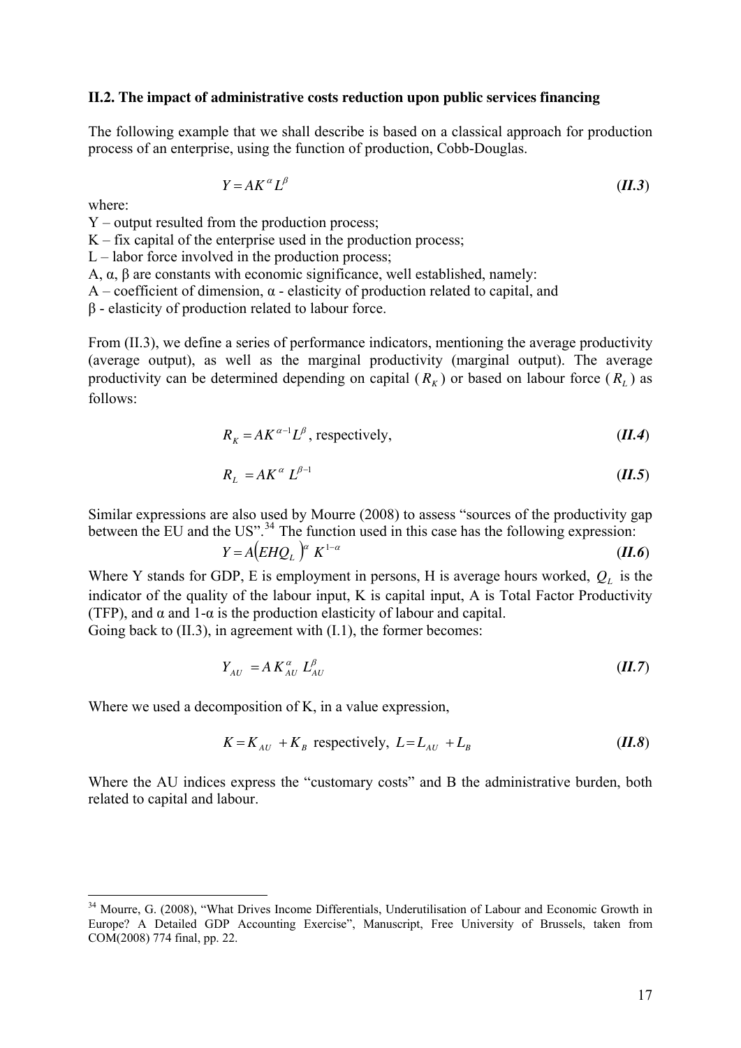### II.2. The impact of administrative costs reduction upon public services financing

The following example that we shall describe is based on a classical approach for production process of an enterprise, using the function of production, Cobb-Douglas.

$$Y = AK^{\alpha} L^{\beta} \qquad \textbf{(II.3)}$$

where:

Y – output resulted from the production process;
K – fix capital of the enterprise used in the production process;
L – labor force involved in the production process;
A, α, β are constants with economic significance, well established, namely:
A – coefficient of dimension, α - elasticity of production related to capital, and
β - elasticity of production related to labour force.

From (II.3), we define a series of performance indicators, mentioning the average productivity (average output), as well as the marginal productivity (marginal output). The average productivity can be determined depending on capital ($R_K$) or based on labour force ($R_L$) as follows:

$$R_K = AK^{\alpha-1}L^{\beta}, \text{ respectively,} \qquad \textbf{(II.4)}$$

$$R_L = AK^{\alpha} L^{\beta-1} \qquad \textbf{(II.5)}$$

Similar expressions are also used by Mourre (2008) to assess "sources of the productivity gap between the EU and the US".[34] The function used in this case has the following expression:

$$Y = A\left(EHQ_L\right)^{\alpha} K^{1-\alpha} \qquad \textbf{(II.6)}$$

Where Y stands for GDP, E is employment in persons, H is average hours worked, $Q_L$ is the indicator of the quality of the labour input, K is capital input, A is Total Factor Productivity (TFP), and α and 1-α is the production elasticity of labour and capital.
Going back to (II.3), in agreement with (I.1), the former becomes:

$$Y_{AU} = A\, K_{AU}^{\alpha}\, L_{AU}^{\beta} \qquad \textbf{(II.7)}$$

Where we used a decomposition of K, in a value expression,

$$K = K_{AU} + K_B \text{ respectively, } L = L_{AU} + L_B \qquad \textbf{(II.8)}$$

Where the AU indices express the "customary costs" and B the administrative burden, both related to capital and labour.

[34] Mourre, G. (2008), "What Drives Income Differentials, Underutilisation of Labour and Economic Growth in Europe? A Detailed GDP Accounting Exercise", Manuscript, Free University of Brussels, taken from COM(2008) 774 final, pp. 22.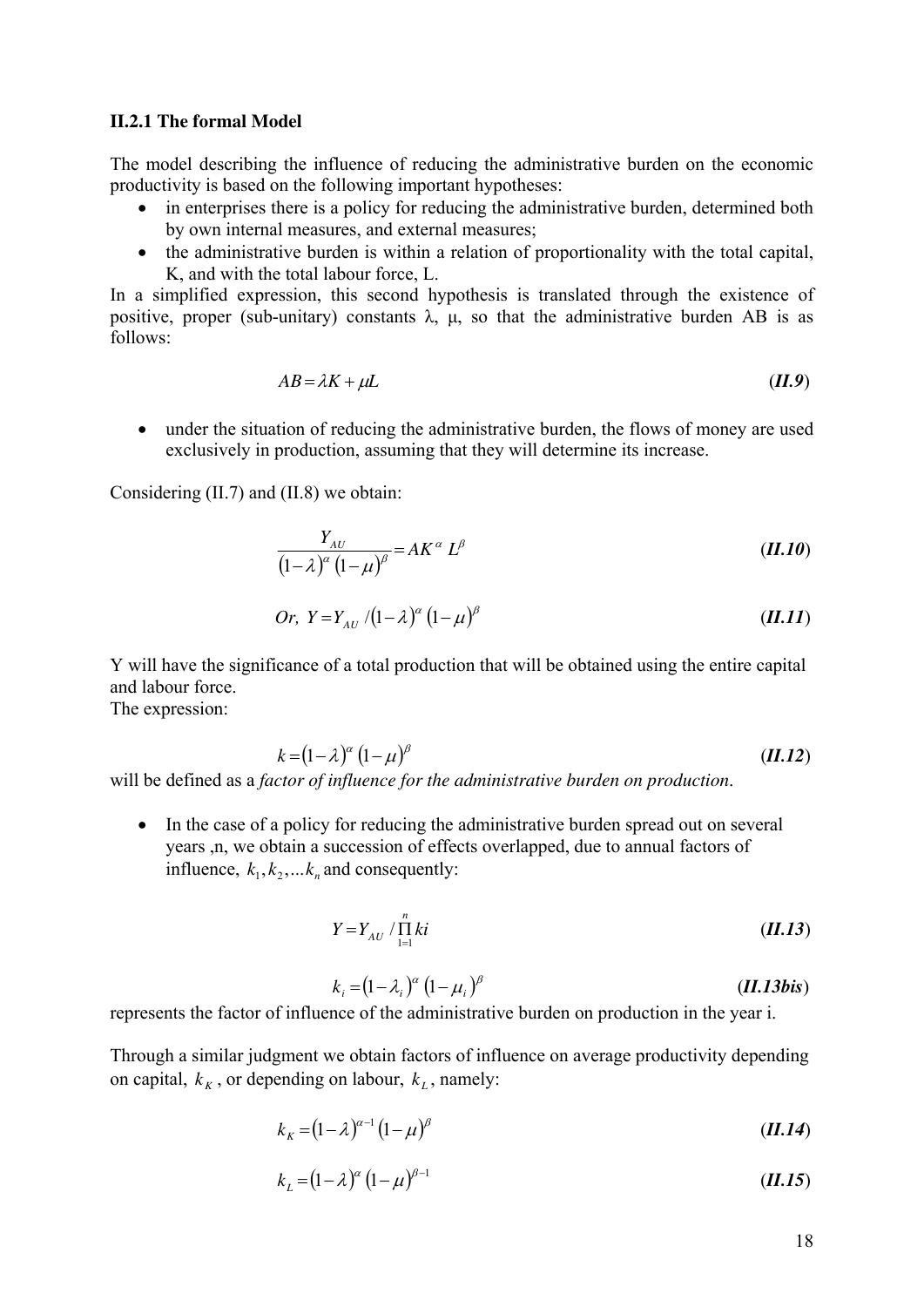### II.2.1 The formal Model

The model describing the influence of reducing the administrative burden on the economic productivity is based on the following important hypotheses:

- in enterprises there is a policy for reducing the administrative burden, determined both by own internal measures, and external measures;
- the administrative burden is within a relation of proportionality with the total capital, K, and with the total labour force, L.

In a simplified expression, this second hypothesis is translated through the existence of positive, proper (sub-unitary) constants λ, μ, so that the administrative burden AB is as follows:

$$AB = \lambda K + \mu L \qquad \textbf{(II.9)}$$

- under the situation of reducing the administrative burden, the flows of money are used exclusively in production, assuming that they will determine its increase.

Considering (II.7) and (II.8) we obtain:

$$\frac{Y_{AU}}{(1-\lambda)^{\alpha}(1-\mu)^{\beta}} = AK^{\alpha} L^{\beta} \qquad \textbf{(II.10)}$$

$$Or,\ Y = Y_{AU} / (1-\lambda)^{\alpha}(1-\mu)^{\beta} \qquad \textbf{(II.11)}$$

Y will have the significance of a total production that will be obtained using the entire capital and labour force.
The expression:

$$k = (1-\lambda)^{\alpha}(1-\mu)^{\beta} \qquad \textbf{(II.12)}$$

will be defined as a *factor of influence for the administrative burden on production*.

- In the case of a policy for reducing the administrative burden spread out on several years ,n, we obtain a succession of effects overlapped, due to annual factors of influence, $k_1, k_2, \ldots k_n$ and consequently:

$$Y = Y_{AU} / \prod_{1=1}^{n} ki \qquad \textbf{(II.13)}$$

$$k_i = (1-\lambda_i)^{\alpha}(1-\mu_i)^{\beta} \qquad \textbf{(II.13bis)}$$

represents the factor of influence of the administrative burden on production in the year i.

Through a similar judgment we obtain factors of influence on average productivity depending on capital, $k_K$, or depending on labour, $k_L$, namely:

$$k_K = (1-\lambda)^{\alpha-1}(1-\mu)^{\beta} \qquad \textbf{(II.14)}$$

$$k_L = (1-\lambda)^{\alpha}(1-\mu)^{\beta-1} \qquad \textbf{(II.15)}$$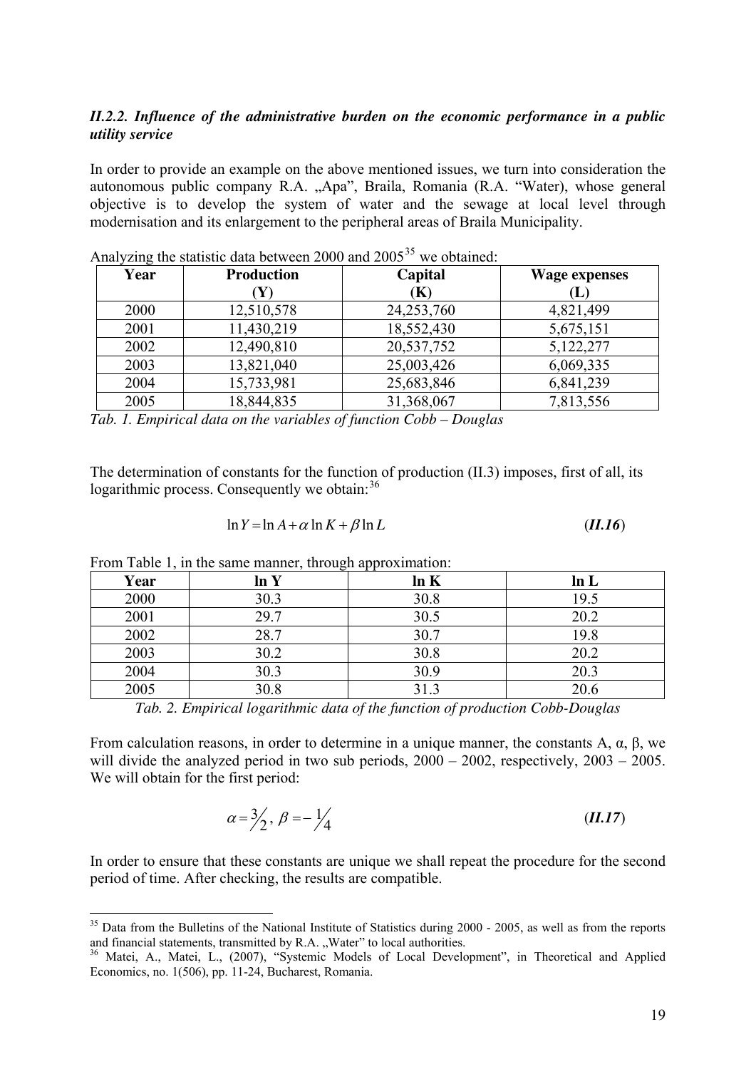### *II.2.2. Influence of the administrative burden on the economic performance in a public utility service*

In order to provide an example on the above mentioned issues, we turn into consideration the autonomous public company R.A. „Apa", Braila, Romania (R.A. "Water), whose general objective is to develop the system of water and the sewage at local level through modernisation and its enlargement to the peripheral areas of Braila Municipality.

Analyzing the statistic data between 2000 and 2005[35] we obtained:

| Year | Production (Y) | Capital (K) | Wage expenses (L) |
|---|---|---|---|
| 2000 | 12,510,578 | 24,253,760 | 4,821,499 |
| 2001 | 11,430,219 | 18,552,430 | 5,675,151 |
| 2002 | 12,490,810 | 20,537,752 | 5,122,277 |
| 2003 | 13,821,040 | 25,003,426 | 6,069,335 |
| 2004 | 15,733,981 | 25,683,846 | 6,841,239 |
| 2005 | 18,844,835 | 31,368,067 | 7,813,556 |

*Tab. 1. Empirical data on the variables of function Cobb – Douglas*

The determination of constants for the function of production (II.3) imposes, first of all, its logarithmic process. Consequently we obtain:[36]

$$\ln Y = \ln A + \alpha \ln K + \beta \ln L \qquad \textbf{(II.16)}$$

From Table 1, in the same manner, through approximation:

| Year | ln Y | ln K | ln L |
|---|---|---|---|
| 2000 | 30.3 | 30.8 | 19.5 |
| 2001 | 29.7 | 30.5 | 20.2 |
| 2002 | 28.7 | 30.7 | 19.8 |
| 2003 | 30.2 | 30.8 | 20.2 |
| 2004 | 30.3 | 30.9 | 20.3 |
| 2005 | 30.8 | 31.3 | 20.6 |

*Tab. 2. Empirical logarithmic data of the function of production Cobb-Douglas*

From calculation reasons, in order to determine in a unique manner, the constants A, α, β, we will divide the analyzed period in two sub periods, 2000 – 2002, respectively, 2003 – 2005. We will obtain for the first period:

$$\alpha = 3/2, \ \beta = -1/4 \qquad \textbf{(II.17)}$$

In order to ensure that these constants are unique we shall repeat the procedure for the second period of time. After checking, the results are compatible.

---

[35] Data from the Bulletins of the National Institute of Statistics during 2000 - 2005, as well as from the reports and financial statements, transmitted by R.A. „Water" to local authorities.

[36] Matei, A., Matei, L., (2007), "Systemic Models of Local Development", in Theoretical and Applied Economics, no. 1(506), pp. 11-24, Bucharest, Romania.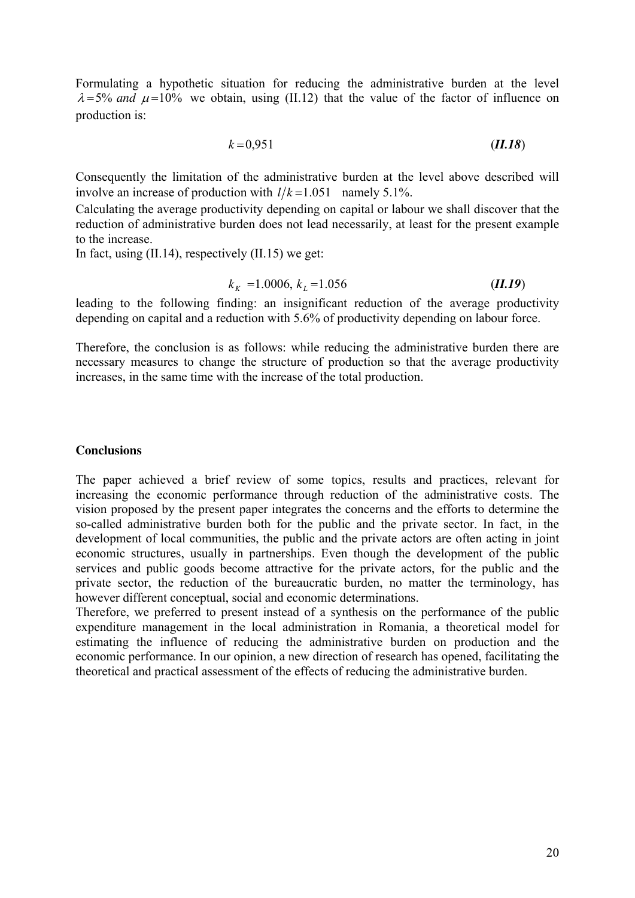Formulating a hypothetic situation for reducing the administrative burden at the level $\lambda = 5\%$ *and* $\mu = 10\%$ we obtain, using (II.12) that the value of the factor of influence on production is:

$$k = 0{,}951 \qquad (\textbf{\textit{II.18}})$$

Consequently the limitation of the administrative burden at the level above described will involve an increase of production with $1/k = 1.051$ namely 5.1%.

Calculating the average productivity depending on capital or labour we shall discover that the reduction of administrative burden does not lead necessarily, at least for the present example to the increase.

In fact, using (II.14), respectively (II.15) we get:

$$k_K = 1.0006,\ k_L = 1.056 \qquad (\textbf{\textit{II.19}})$$

leading to the following finding: an insignificant reduction of the average productivity depending on capital and a reduction with 5.6% of productivity depending on labour force.

Therefore, the conclusion is as follows: while reducing the administrative burden there are necessary measures to change the structure of production so that the average productivity increases, in the same time with the increase of the total production.

**Conclusions**

The paper achieved a brief review of some topics, results and practices, relevant for increasing the economic performance through reduction of the administrative costs. The vision proposed by the present paper integrates the concerns and the efforts to determine the so-called administrative burden both for the public and the private sector. In fact, in the development of local communities, the public and the private actors are often acting in joint economic structures, usually in partnerships. Even though the development of the public services and public goods become attractive for the private actors, for the public and the private sector, the reduction of the bureaucratic burden, no matter the terminology, has however different conceptual, social and economic determinations.

Therefore, we preferred to present instead of a synthesis on the performance of the public expenditure management in the local administration in Romania, a theoretical model for estimating the influence of reducing the administrative burden on production and the economic performance. In our opinion, a new direction of research has opened, facilitating the theoretical and practical assessment of the effects of reducing the administrative burden.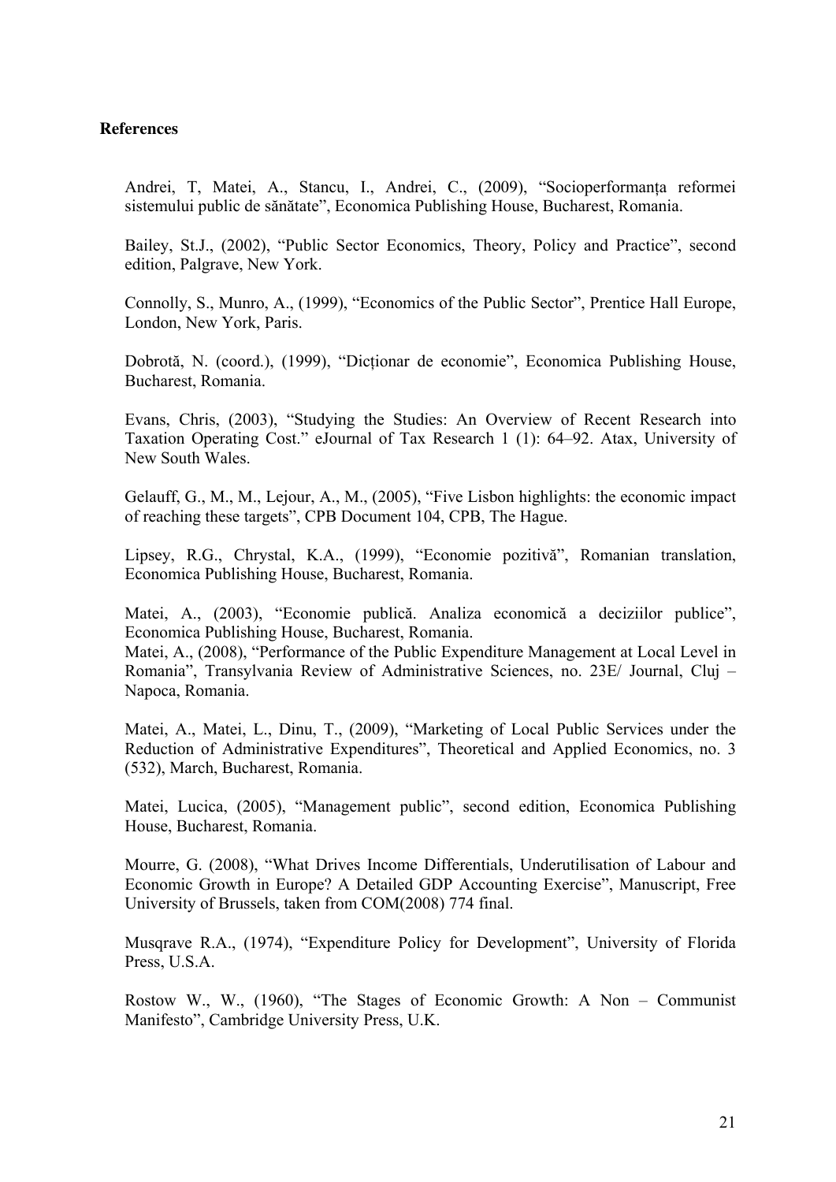**References**

Andrei, T, Matei, A., Stancu, I., Andrei, C., (2009), "Socioperformanța reformei sistemului public de sănătate", Economica Publishing House, Bucharest, Romania.

Bailey, St.J., (2002), "Public Sector Economics, Theory, Policy and Practice", second edition, Palgrave, New York.

Connolly, S., Munro, A., (1999), "Economics of the Public Sector", Prentice Hall Europe, London, New York, Paris.

Dobrotă, N. (coord.), (1999), "Dicționar de economie", Economica Publishing House, Bucharest, Romania.

Evans, Chris, (2003), "Studying the Studies: An Overview of Recent Research into Taxation Operating Cost." eJournal of Tax Research 1 (1): 64–92. Atax, University of New South Wales.

Gelauff, G., M., M., Lejour, A., M., (2005), "Five Lisbon highlights: the economic impact of reaching these targets", CPB Document 104, CPB, The Hague.

Lipsey, R.G., Chrystal, K.A., (1999), "Economie pozitivă", Romanian translation, Economica Publishing House, Bucharest, Romania.

Matei, A., (2003), "Economie publică. Analiza economică a deciziilor publice", Economica Publishing House, Bucharest, Romania.
Matei, A., (2008), "Performance of the Public Expenditure Management at Local Level in Romania", Transylvania Review of Administrative Sciences, no. 23E/ Journal, Cluj – Napoca, Romania.

Matei, A., Matei, L., Dinu, T., (2009), "Marketing of Local Public Services under the Reduction of Administrative Expenditures", Theoretical and Applied Economics, no. 3 (532), March, Bucharest, Romania.

Matei, Lucica, (2005), "Management public", second edition, Economica Publishing House, Bucharest, Romania.

Mourre, G. (2008), "What Drives Income Differentials, Underutilisation of Labour and Economic Growth in Europe? A Detailed GDP Accounting Exercise", Manuscript, Free University of Brussels, taken from COM(2008) 774 final.

Musqrave R.A., (1974), "Expenditure Policy for Development", University of Florida Press, U.S.A.

Rostow W., W., (1960), "The Stages of Economic Growth: A Non – Communist Manifesto", Cambridge University Press, U.K.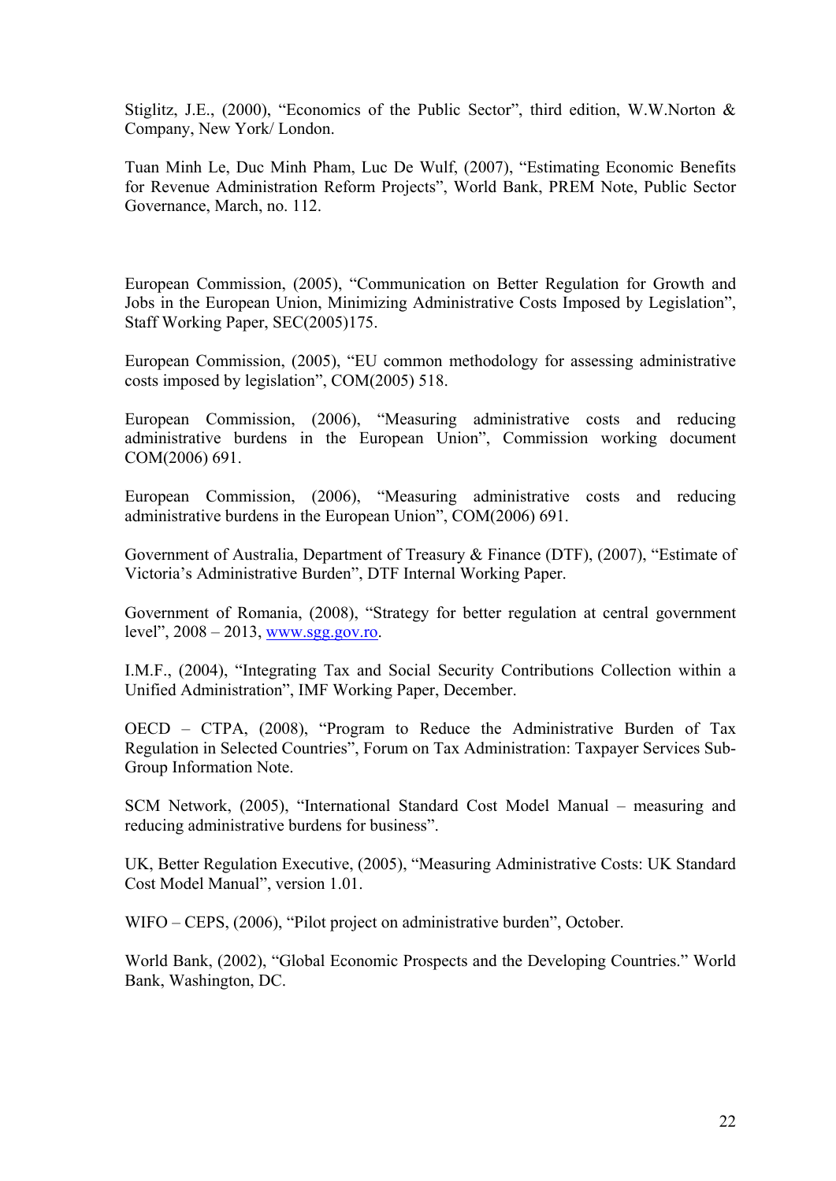Stiglitz, J.E., (2000), "Economics of the Public Sector", third edition, W.W.Norton & Company, New York/ London.

Tuan Minh Le, Duc Minh Pham, Luc De Wulf, (2007), "Estimating Economic Benefits for Revenue Administration Reform Projects", World Bank, PREM Note, Public Sector Governance, March, no. 112.

European Commission, (2005), "Communication on Better Regulation for Growth and Jobs in the European Union, Minimizing Administrative Costs Imposed by Legislation", Staff Working Paper, SEC(2005)175.

European Commission, (2005), "EU common methodology for assessing administrative costs imposed by legislation", COM(2005) 518.

European Commission, (2006), "Measuring administrative costs and reducing administrative burdens in the European Union", Commission working document COM(2006) 691.

European Commission, (2006), "Measuring administrative costs and reducing administrative burdens in the European Union", COM(2006) 691.

Government of Australia, Department of Treasury & Finance (DTF), (2007), "Estimate of Victoria's Administrative Burden", DTF Internal Working Paper.

Government of Romania, (2008), "Strategy for better regulation at central government level", 2008 – 2013, www.sgg.gov.ro.

I.M.F., (2004), "Integrating Tax and Social Security Contributions Collection within a Unified Administration", IMF Working Paper, December.

OECD – CTPA, (2008), "Program to Reduce the Administrative Burden of Tax Regulation in Selected Countries", Forum on Tax Administration: Taxpayer Services Sub-Group Information Note.

SCM Network, (2005), "International Standard Cost Model Manual – measuring and reducing administrative burdens for business".

UK, Better Regulation Executive, (2005), "Measuring Administrative Costs: UK Standard Cost Model Manual", version 1.01.

WIFO – CEPS, (2006), "Pilot project on administrative burden", October.

World Bank, (2002), "Global Economic Prospects and the Developing Countries." World Bank, Washington, DC.